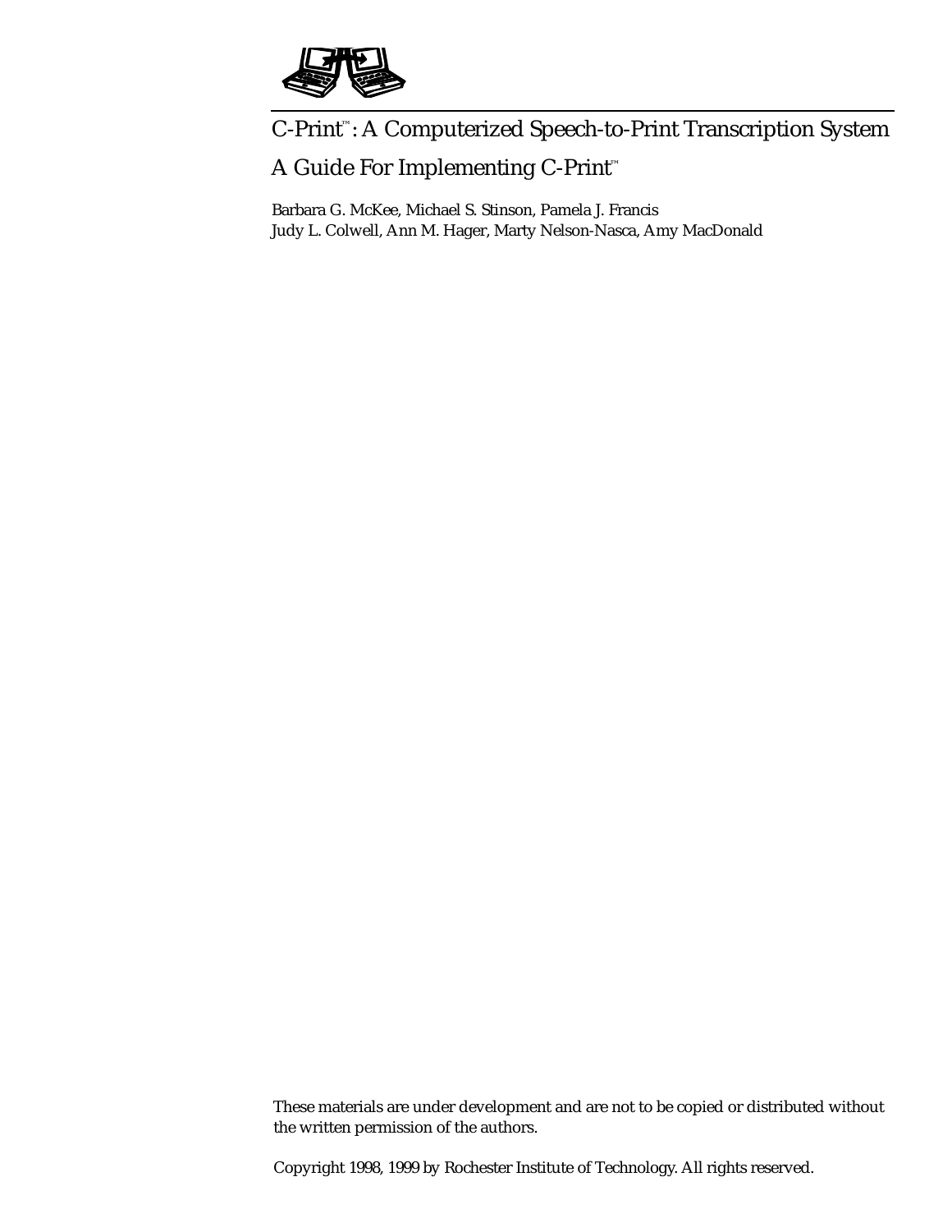# C-Print™: A Computerized Speech-to-Print Transcription System

## A Guide For Implementing C-Print™

Barbara G. McKee, Michael S. Stinson, Pamela J. Francis
Judy L. Colwell, Ann M. Hager, Marty Nelson-Nasca, Amy MacDonald

These materials are under development and are not to be copied or distributed without the written permission of the authors.

Copyright 1998, 1999 by Rochester Institute of Technology. All rights reserved.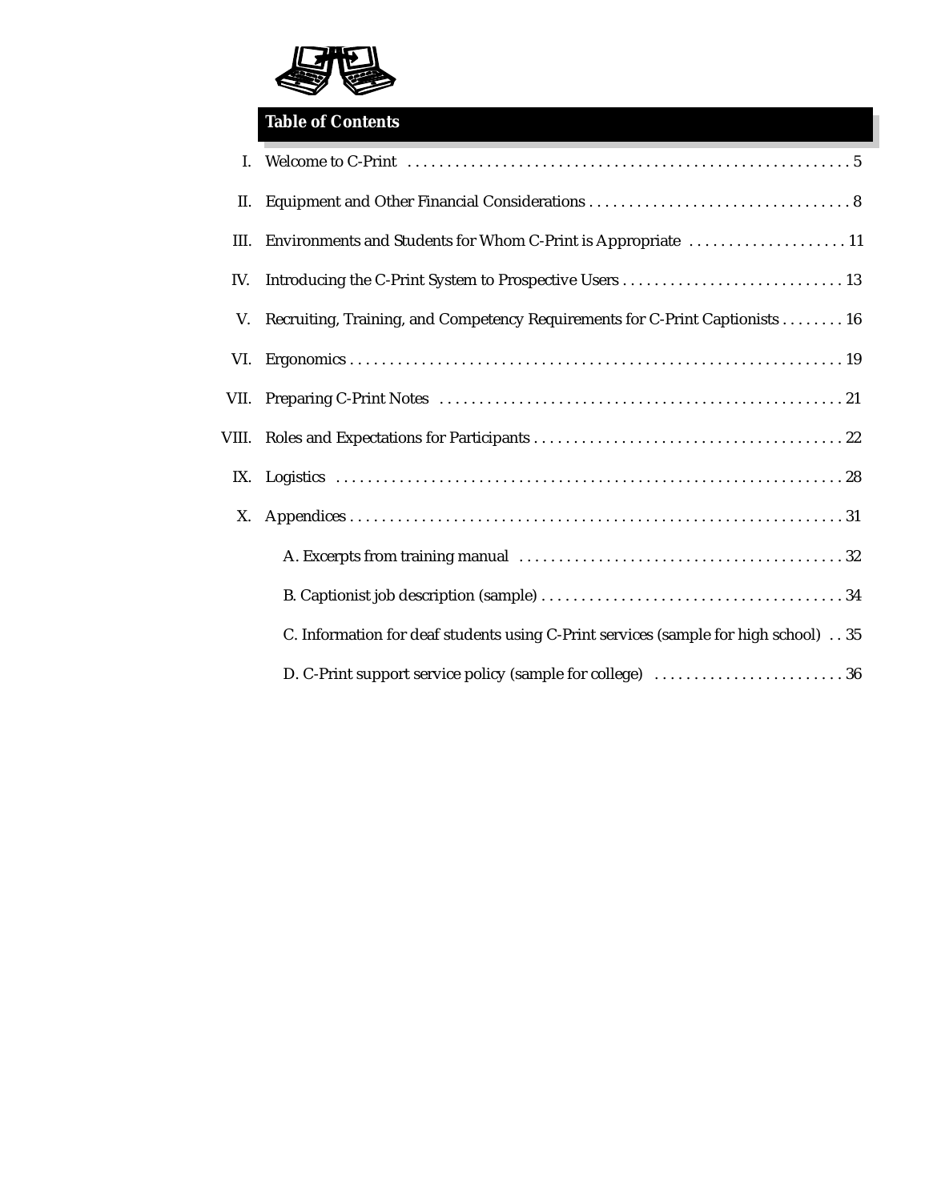## Table of Contents

I. Welcome to C-Print . . . . . . . . . . . . . . . . . . . . . . . . . . . . . . . . . . . . . . . . . . . . . . . . . . . . . 5

II. Equipment and Other Financial Considerations . . . . . . . . . . . . . . . . . . . . . . . . . . . . . . . . . 8

III. Environments and Students for Whom C-Print is Appropriate . . . . . . . . . . . . . . . . . . . . 11

IV. Introducing the C-Print System to Prospective Users . . . . . . . . . . . . . . . . . . . . . . . . . . . . 13

V. Recruiting, Training, and Competency Requirements for C-Print Captionists . . . . . . . . 16

VI. Ergonomics . . . . . . . . . . . . . . . . . . . . . . . . . . . . . . . . . . . . . . . . . . . . . . . . . . . . . . . . . . . . . 19

VII. Preparing C-Print Notes . . . . . . . . . . . . . . . . . . . . . . . . . . . . . . . . . . . . . . . . . . . . . . . . . . 21

VIII. Roles and Expectations for Participants . . . . . . . . . . . . . . . . . . . . . . . . . . . . . . . . . . . . . . 22

IX. Logistics . . . . . . . . . . . . . . . . . . . . . . . . . . . . . . . . . . . . . . . . . . . . . . . . . . . . . . . . . . . . . . . 28

X. Appendices . . . . . . . . . . . . . . . . . . . . . . . . . . . . . . . . . . . . . . . . . . . . . . . . . . . . . . . . . . . . . 31

A. Excerpts from training manual . . . . . . . . . . . . . . . . . . . . . . . . . . . . . . . . . . . . . . . . . 32

B. Captionist job description (sample) . . . . . . . . . . . . . . . . . . . . . . . . . . . . . . . . . . . . . . 34

C. Information for deaf students using C-Print services (sample for high school) . . 35

D. C-Print support service policy (sample for college) . . . . . . . . . . . . . . . . . . . . . . . . 36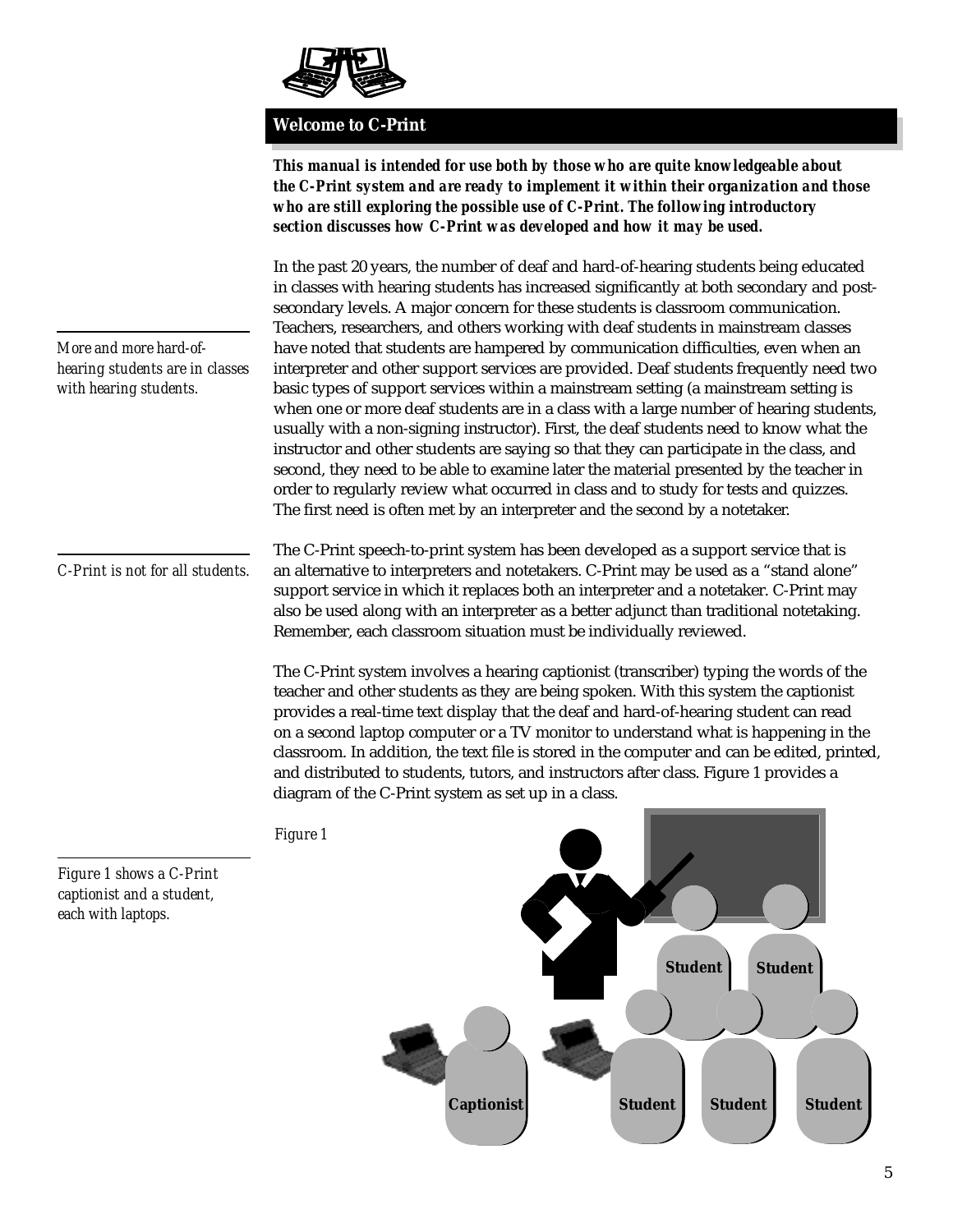## Welcome to C-Print

***This manual is intended for use both by those who are quite knowledgeable about the C-Print system and are ready to implement it within their organization and those who are still exploring the possible use of C-Print. The following introductory section discusses how C-Print was developed and how it may be used.***

*More and more hard-of-hearing students are in classes with hearing students.*

In the past 20 years, the number of deaf and hard-of-hearing students being educated in classes with hearing students has increased significantly at both secondary and post-secondary levels. A major concern for these students is classroom communication. Teachers, researchers, and others working with deaf students in mainstream classes have noted that students are hampered by communication difficulties, even when an interpreter and other support services are provided. Deaf students frequently need two basic types of support services within a mainstream setting (a mainstream setting is when one or more deaf students are in a class with a large number of hearing students, usually with a non-signing instructor). First, the deaf students need to know what the instructor and other students are saying so that they can participate in the class, and second, they need to be able to examine later the material presented by the teacher in order to regularly review what occurred in class and to study for tests and quizzes. The first need is often met by an interpreter and the second by a notetaker.

*C-Print is not for all students.*

The C-Print speech-to-print system has been developed as a support service that is an alternative to interpreters and notetakers. C-Print may be used as a "stand alone" support service in which it replaces both an interpreter and a notetaker. C-Print may also be used along with an interpreter as a better adjunct than traditional notetaking. Remember, each classroom situation must be individually reviewed.

The C-Print system involves a hearing captionist (transcriber) typing the words of the teacher and other students as they are being spoken. With this system the captionist provides a real-time text display that the deaf and hard-of-hearing student can read on a second laptop computer or a TV monitor to understand what is happening in the classroom. In addition, the text file is stored in the computer and can be edited, printed, and distributed to students, tutors, and instructors after class. Figure 1 provides a diagram of the C-Print system as set up in a class.

*Figure 1 shows a C-Print captionist and a student, each with laptops.*

*Figure 1*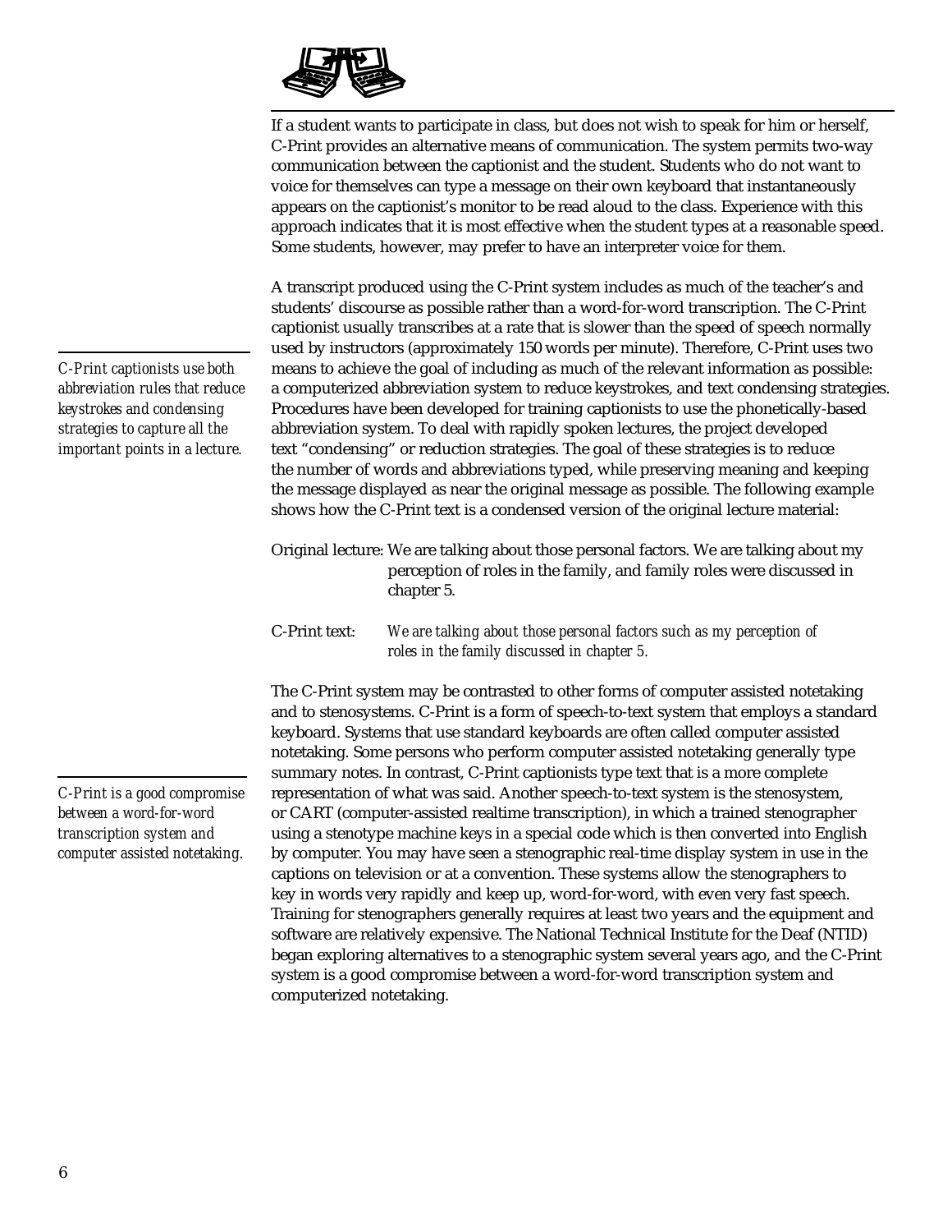If a student wants to participate in class, but does not wish to speak for him or herself, C-Print provides an alternative means of communication. The system permits two-way communication between the captionist and the student. Students who do not want to voice for themselves can type a message on their own keyboard that instantaneously appears on the captionist's monitor to be read aloud to the class. Experience with this approach indicates that it is most effective when the student types at a reasonable speed. Some students, however, may prefer to have an interpreter voice for them.

*C-Print captionists use both abbreviation rules that reduce keystrokes and condensing strategies to capture all the important points in a lecture.*

A transcript produced using the C-Print system includes as much of the teacher's and students' discourse as possible rather than a word-for-word transcription. The C-Print captionist usually transcribes at a rate that is slower than the speed of speech normally used by instructors (approximately 150 words per minute). Therefore, C-Print uses two means to achieve the goal of including as much of the relevant information as possible: a computerized abbreviation system to reduce keystrokes, and text condensing strategies. Procedures have been developed for training captionists to use the phonetically-based abbreviation system. To deal with rapidly spoken lectures, the project developed text "condensing" or reduction strategies. The goal of these strategies is to reduce the number of words and abbreviations typed, while preserving meaning and keeping the message displayed as near the original message as possible. The following example shows how the C-Print text is a condensed version of the original lecture material:

Original lecture: We are talking about those personal factors. We are talking about my perception of roles in the family, and family roles were discussed in chapter 5.

C-Print text: *We are talking about those personal factors such as my perception of roles in the family discussed in chapter 5.*

*C-Print is a good compromise between a word-for-word transcription system and computer assisted notetaking.*

The C-Print system may be contrasted to other forms of computer assisted notetaking and to stenosystems. C-Print is a form of speech-to-text system that employs a standard keyboard. Systems that use standard keyboards are often called computer assisted notetaking. Some persons who perform computer assisted notetaking generally type summary notes. In contrast, C-Print captionists type text that is a more complete representation of what was said. Another speech-to-text system is the stenosystem, or CART (computer-assisted realtime transcription), in which a trained stenographer using a stenotype machine keys in a special code which is then converted into English by computer. You may have seen a stenographic real-time display system in use in the captions on television or at a convention. These systems allow the stenographers to key in words very rapidly and keep up, word-for-word, with even very fast speech. Training for stenographers generally requires at least two years and the equipment and software are relatively expensive. The National Technical Institute for the Deaf (NTID) began exploring alternatives to a stenographic system several years ago, and the C-Print system is a good compromise between a word-for-word transcription system and computerized notetaking.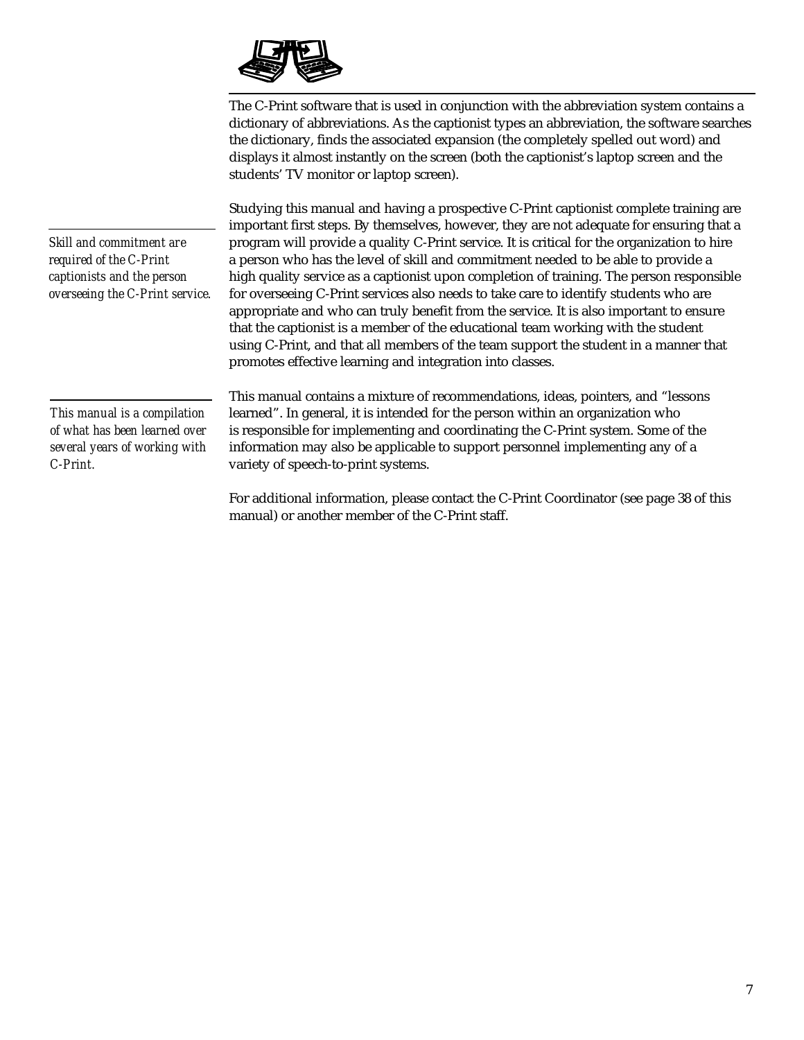The C-Print software that is used in conjunction with the abbreviation system contains a dictionary of abbreviations. As the captionist types an abbreviation, the software searches the dictionary, finds the associated expansion (the completely spelled out word) and displays it almost instantly on the screen (both the captionist's laptop screen and the students' TV monitor or laptop screen).

*Skill and commitment are required of the C-Print captionists and the person overseeing the C-Print service.*

Studying this manual and having a prospective C-Print captionist complete training are important first steps. By themselves, however, they are not adequate for ensuring that a program will provide a quality C-Print service. It is critical for the organization to hire a person who has the level of skill and commitment needed to be able to provide a high quality service as a captionist upon completion of training. The person responsible for overseeing C-Print services also needs to take care to identify students who are appropriate and who can truly benefit from the service. It is also important to ensure that the captionist is a member of the educational team working with the student using C-Print, and that all members of the team support the student in a manner that promotes effective learning and integration into classes.

*This manual is a compilation of what has been learned over several years of working with C-Print.*

This manual contains a mixture of recommendations, ideas, pointers, and "lessons learned". In general, it is intended for the person within an organization who is responsible for implementing and coordinating the C-Print system. Some of the information may also be applicable to support personnel implementing any of a variety of speech-to-print systems.

For additional information, please contact the C-Print Coordinator (see page 38 of this manual) or another member of the C-Print staff.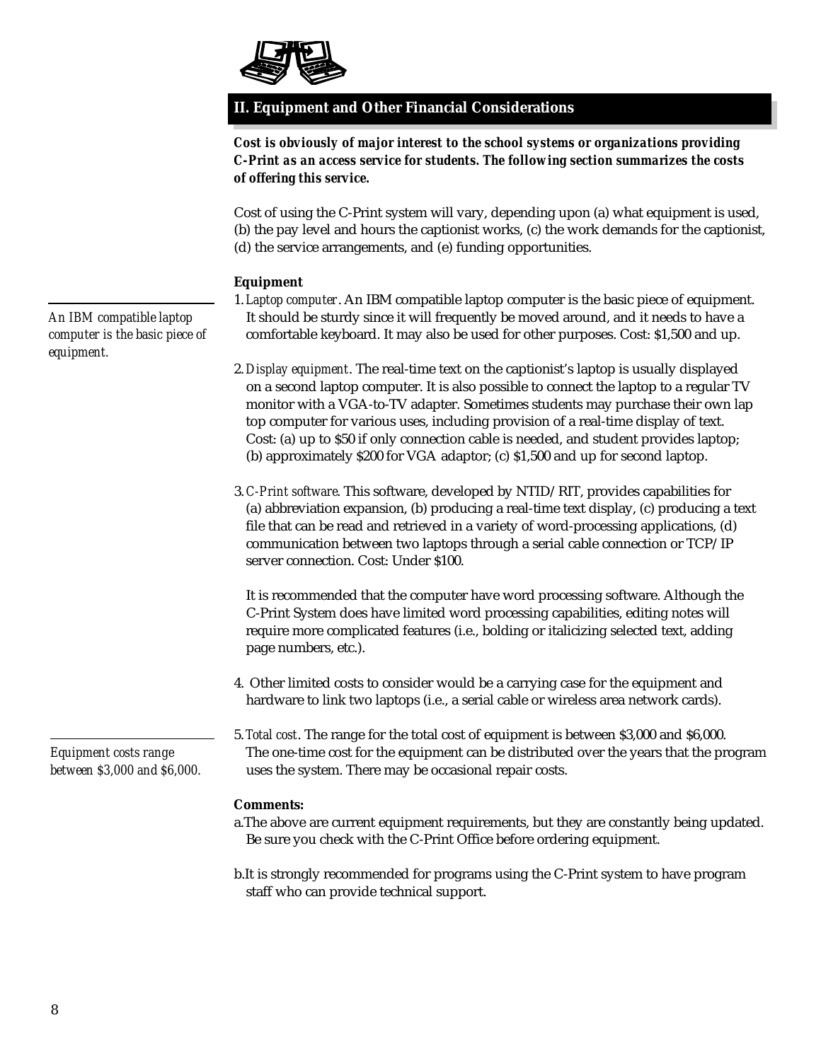## II. Equipment and Other Financial Considerations

***Cost is obviously of major interest to the school systems or organizations providing C-Print as an access service for students. The following section summarizes the costs of offering this service.***

Cost of using the C-Print system will vary, depending upon (a) what equipment is used, (b) the pay level and hours the captionist works, (c) the work demands for the captionist, (d) the service arrangements, and (e) funding opportunities.

*An IBM compatible laptop computer is the basic piece of equipment.*

**Equipment**

1. *Laptop computer*. An IBM compatible laptop computer is the basic piece of equipment. It should be sturdy since it will frequently be moved around, and it needs to have a comfortable keyboard. It may also be used for other purposes. Cost: $1,500 and up.

2. *Display equipment*. The real-time text on the captionist's laptop is usually displayed on a second laptop computer. It is also possible to connect the laptop to a regular TV monitor with a VGA-to-TV adapter. Sometimes students may purchase their own lap top computer for various uses, including provision of a real-time display of text. Cost: (a) up to $50 if only connection cable is needed, and student provides laptop; (b) approximately $200 for VGA adaptor; (c) $1,500 and up for second laptop.

3. *C-Print software*. This software, developed by NTID/RIT, provides capabilities for (a) abbreviation expansion, (b) producing a real-time text display, (c) producing a text file that can be read and retrieved in a variety of word-processing applications, (d) communication between two laptops through a serial cable connection or TCP/IP server connection. Cost: Under $100.

   It is recommended that the computer have word processing software. Although the C-Print System does have limited word processing capabilities, editing notes will require more complicated features (i.e., bolding or italicizing selected text, adding page numbers, etc.).

4. Other limited costs to consider would be a carrying case for the equipment and hardware to link two laptops (i.e., a serial cable or wireless area network cards).

*Equipment costs range between $3,000 and $6,000.*

5. *Total cost*. The range for the total cost of equipment is between $3,000 and $6,000. The one-time cost for the equipment can be distributed over the years that the program uses the system. There may be occasional repair costs.

**Comments:**

a. The above are current equipment requirements, but they are constantly being updated. Be sure you check with the C-Print Office before ordering equipment.

b. It is strongly recommended for programs using the C-Print system to have program staff who can provide technical support.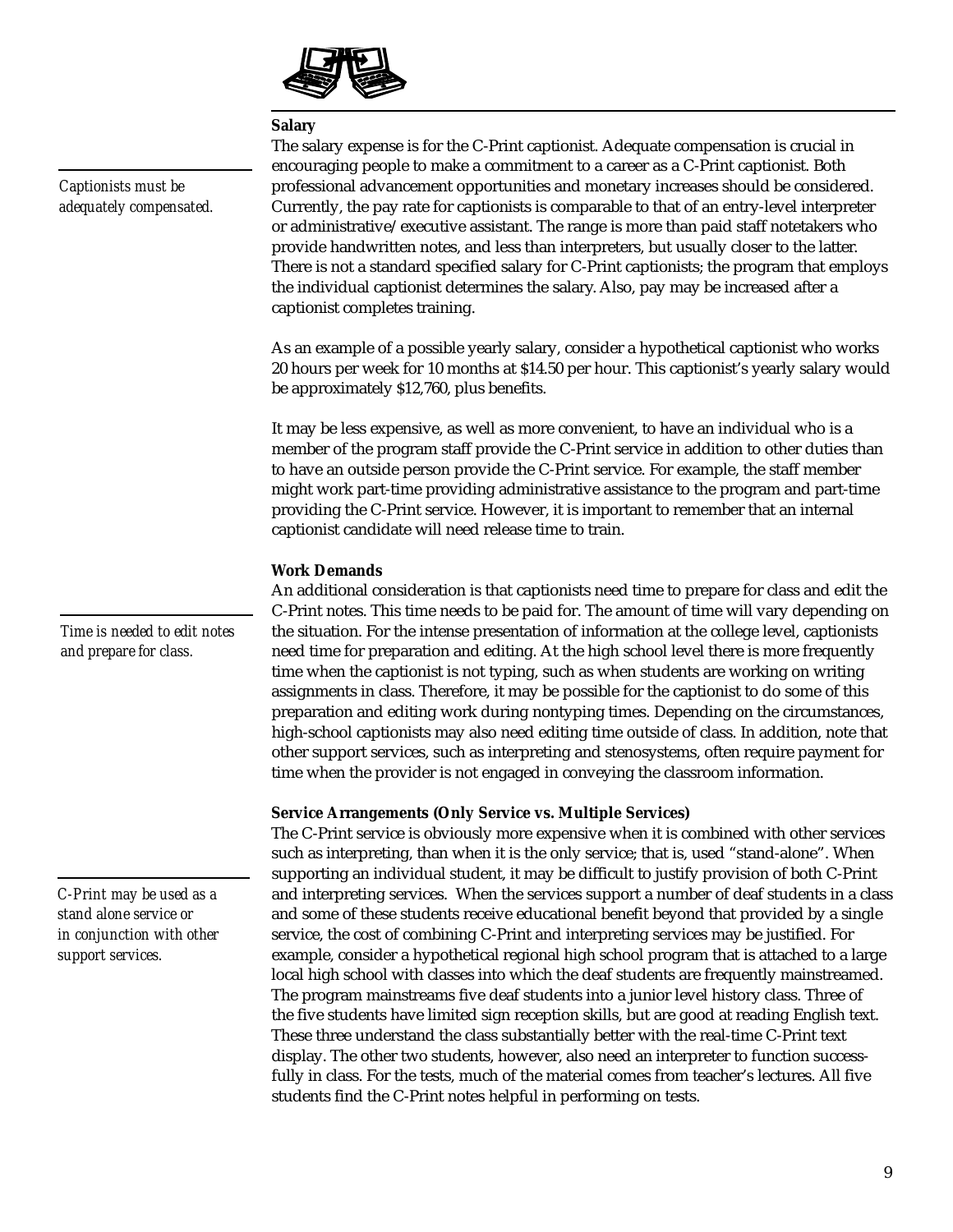### Salary

*Captionists must be adequately compensated.*

The salary expense is for the C-Print captionist. Adequate compensation is crucial in encouraging people to make a commitment to a career as a C-Print captionist. Both professional advancement opportunities and monetary increases should be considered. Currently, the pay rate for captionists is comparable to that of an entry-level interpreter or administrative/executive assistant. The range is more than paid staff notetakers who provide handwritten notes, and less than interpreters, but usually closer to the latter. There is not a standard specified salary for C-Print captionists; the program that employs the individual captionist determines the salary. Also, pay may be increased after a captionist completes training.

As an example of a possible yearly salary, consider a hypothetical captionist who works 20 hours per week for 10 months at $14.50 per hour. This captionist's yearly salary would be approximately $12,760, plus benefits.

It may be less expensive, as well as more convenient, to have an individual who is a member of the program staff provide the C-Print service in addition to other duties than to have an outside person provide the C-Print service. For example, the staff member might work part-time providing administrative assistance to the program and part-time providing the C-Print service. However, it is important to remember that an internal captionist candidate will need release time to train.

### Work Demands

*Time is needed to edit notes and prepare for class.*

An additional consideration is that captionists need time to prepare for class and edit the C-Print notes. This time needs to be paid for. The amount of time will vary depending on the situation. For the intense presentation of information at the college level, captionists need time for preparation and editing. At the high school level there is more frequently time when the captionist is not typing, such as when students are working on writing assignments in class. Therefore, it may be possible for the captionist to do some of this preparation and editing work during nontyping times. Depending on the circumstances, high-school captionists may also need editing time outside of class. In addition, note that other support services, such as interpreting and stenosystems, often require payment for time when the provider is not engaged in conveying the classroom information.

### Service Arrangements (Only Service vs. Multiple Services)

*C-Print may be used as a stand alone service or in conjunction with other support services.*

The C-Print service is obviously more expensive when it is combined with other services such as interpreting, than when it is the only service; that is, used "stand-alone". When supporting an individual student, it may be difficult to justify provision of both C-Print and interpreting services. When the services support a number of deaf students in a class and some of these students receive educational benefit beyond that provided by a single service, the cost of combining C-Print and interpreting services may be justified. For example, consider a hypothetical regional high school program that is attached to a large local high school with classes into which the deaf students are frequently mainstreamed. The program mainstreams five deaf students into a junior level history class. Three of the five students have limited sign reception skills, but are good at reading English text. These three understand the class substantially better with the real-time C-Print text display. The other two students, however, also need an interpreter to function successfully in class. For the tests, much of the material comes from teacher's lectures. All five students find the C-Print notes helpful in performing on tests.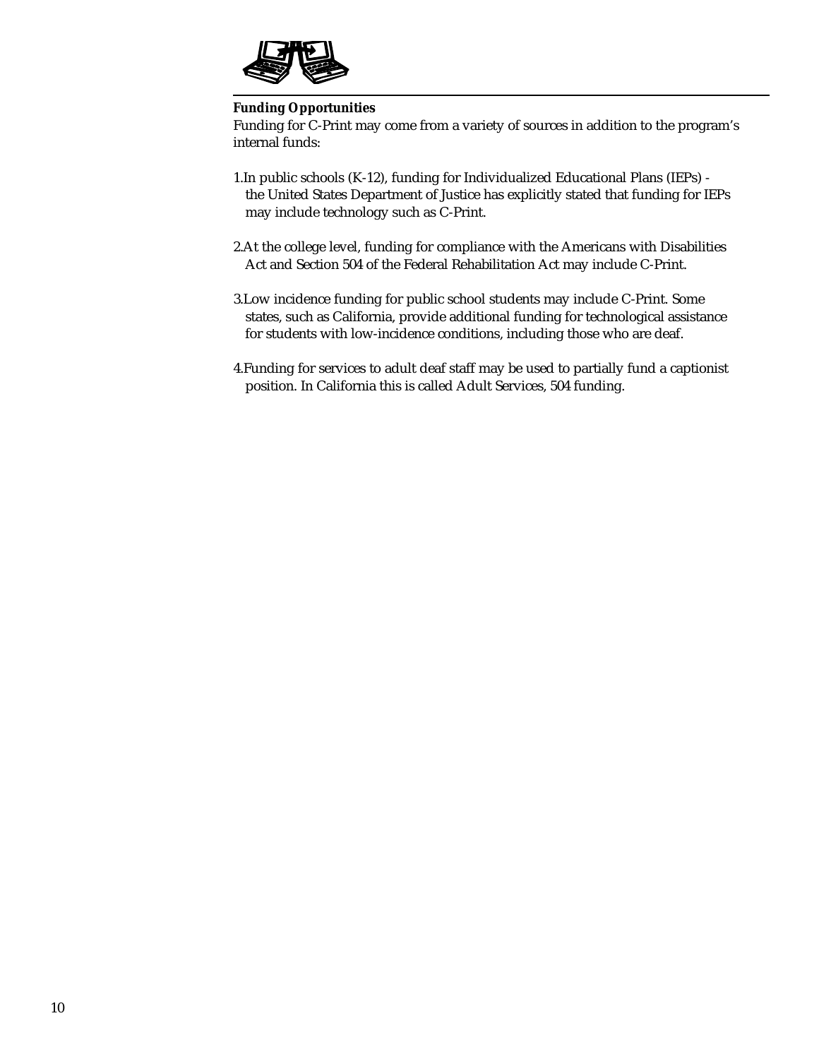**Funding Opportunities**

Funding for C-Print may come from a variety of sources in addition to the program's internal funds:

1. In public schools (K-12), funding for Individualized Educational Plans (IEPs) - the United States Department of Justice has explicitly stated that funding for IEPs may include technology such as C-Print.

2. At the college level, funding for compliance with the Americans with Disabilities Act and Section 504 of the Federal Rehabilitation Act may include C-Print.

3. Low incidence funding for public school students may include C-Print. Some states, such as California, provide additional funding for technological assistance for students with low-incidence conditions, including those who are deaf.

4. Funding for services to adult deaf staff may be used to partially fund a captionist position. In California this is called Adult Services, 504 funding.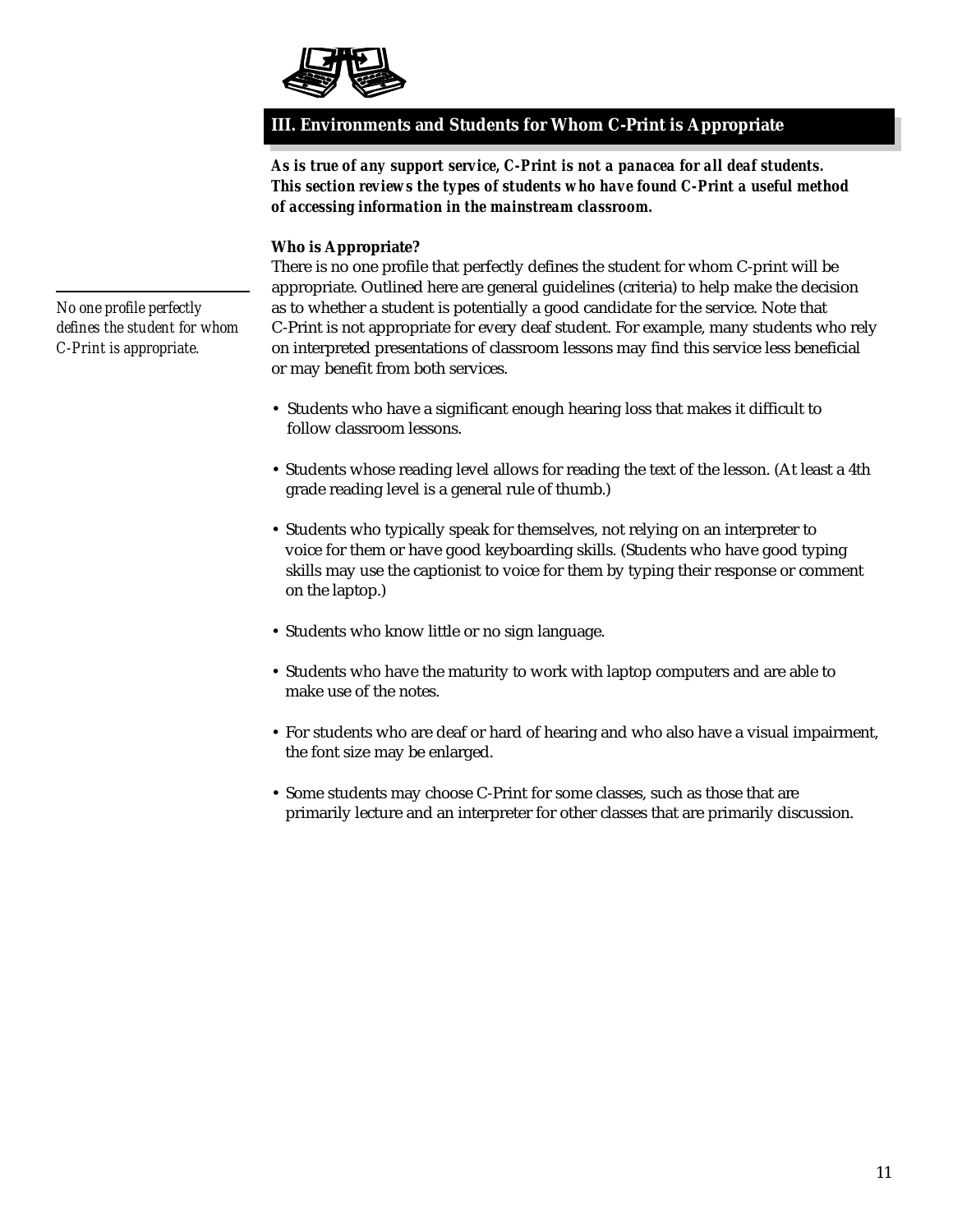## III. Environments and Students for Whom C-Print is Appropriate

***As is true of any support service, C-Print is not a panacea for all deaf students. This section reviews the types of students who have found C-Print a useful method of accessing information in the mainstream classroom.***

**Who is Appropriate?**

There is no one profile that perfectly defines the student for whom C-print will be appropriate. Outlined here are general guidelines (criteria) to help make the decision as to whether a student is potentially a good candidate for the service. Note that C-Print is not appropriate for every deaf student. For example, many students who rely on interpreted presentations of classroom lessons may find this service less beneficial or may benefit from both services.

*No one profile perfectly defines the student for whom C-Print is appropriate.*

- Students who have a significant enough hearing loss that makes it difficult to follow classroom lessons.
- Students whose reading level allows for reading the text of the lesson. (At least a 4th grade reading level is a general rule of thumb.)
- Students who typically speak for themselves, not relying on an interpreter to voice for them or have good keyboarding skills. (Students who have good typing skills may use the captionist to voice for them by typing their response or comment on the laptop.)
- Students who know little or no sign language.
- Students who have the maturity to work with laptop computers and are able to make use of the notes.
- For students who are deaf or hard of hearing and who also have a visual impairment, the font size may be enlarged.
- Some students may choose C-Print for some classes, such as those that are primarily lecture and an interpreter for other classes that are primarily discussion.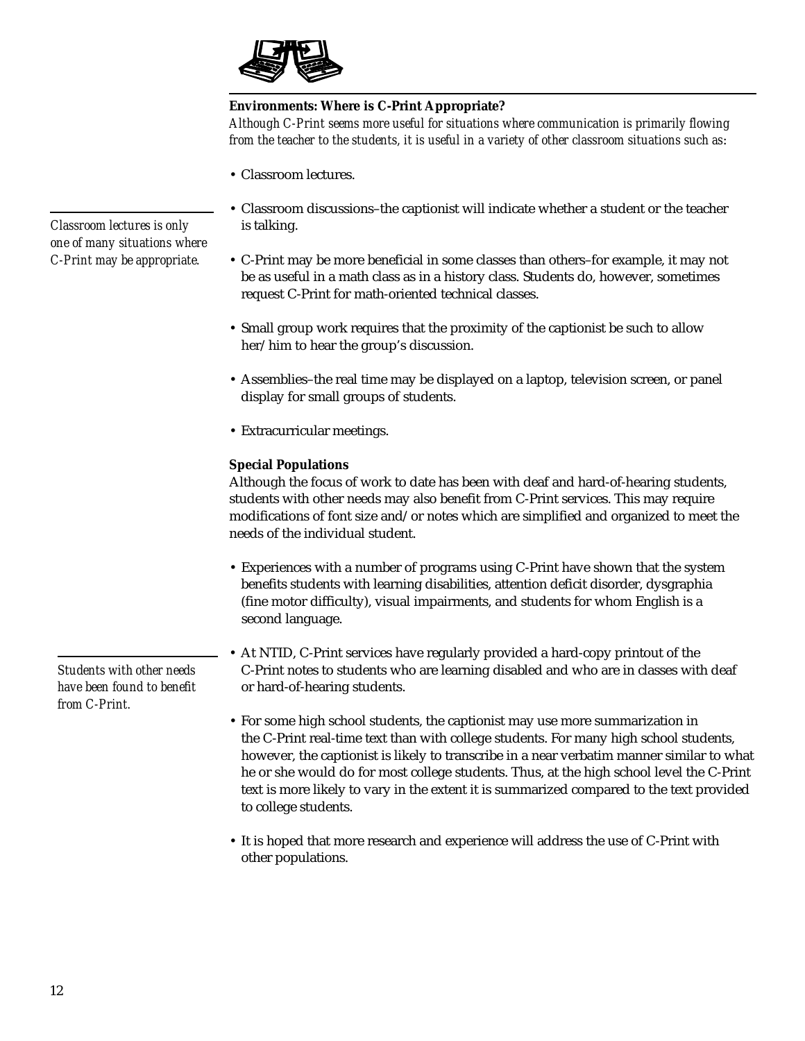### Environments: Where is C-Print Appropriate?

*Although C-Print seems more useful for situations where communication is primarily flowing from the teacher to the students, it is useful in a variety of other classroom situations such as:*

*Classroom lectures is only one of many situations where C-Print may be appropriate.*

- Classroom lectures.
- Classroom discussions–the captionist will indicate whether a student or the teacher is talking.
- C-Print may be more beneficial in some classes than others–for example, it may not be as useful in a math class as in a history class. Students do, however, sometimes request C-Print for math-oriented technical classes.
- Small group work requires that the proximity of the captionist be such to allow her/him to hear the group's discussion.
- Assemblies–the real time may be displayed on a laptop, television screen, or panel display for small groups of students.
- Extracurricular meetings.

### Special Populations

Although the focus of work to date has been with deaf and hard-of-hearing students, students with other needs may also benefit from C-Print services. This may require modifications of font size and/or notes which are simplified and organized to meet the needs of the individual student.

*Students with other needs have been found to benefit from C-Print.*

- Experiences with a number of programs using C-Print have shown that the system benefits students with learning disabilities, attention deficit disorder, dysgraphia (fine motor difficulty), visual impairments, and students for whom English is a second language.
- At NTID, C-Print services have regularly provided a hard-copy printout of the C-Print notes to students who are learning disabled and who are in classes with deaf or hard-of-hearing students.
- For some high school students, the captionist may use more summarization in the C-Print real-time text than with college students. For many high school students, however, the captionist is likely to transcribe in a near verbatim manner similar to what he or she would do for most college students. Thus, at the high school level the C-Print text is more likely to vary in the extent it is summarized compared to the text provided to college students.
- It is hoped that more research and experience will address the use of C-Print with other populations.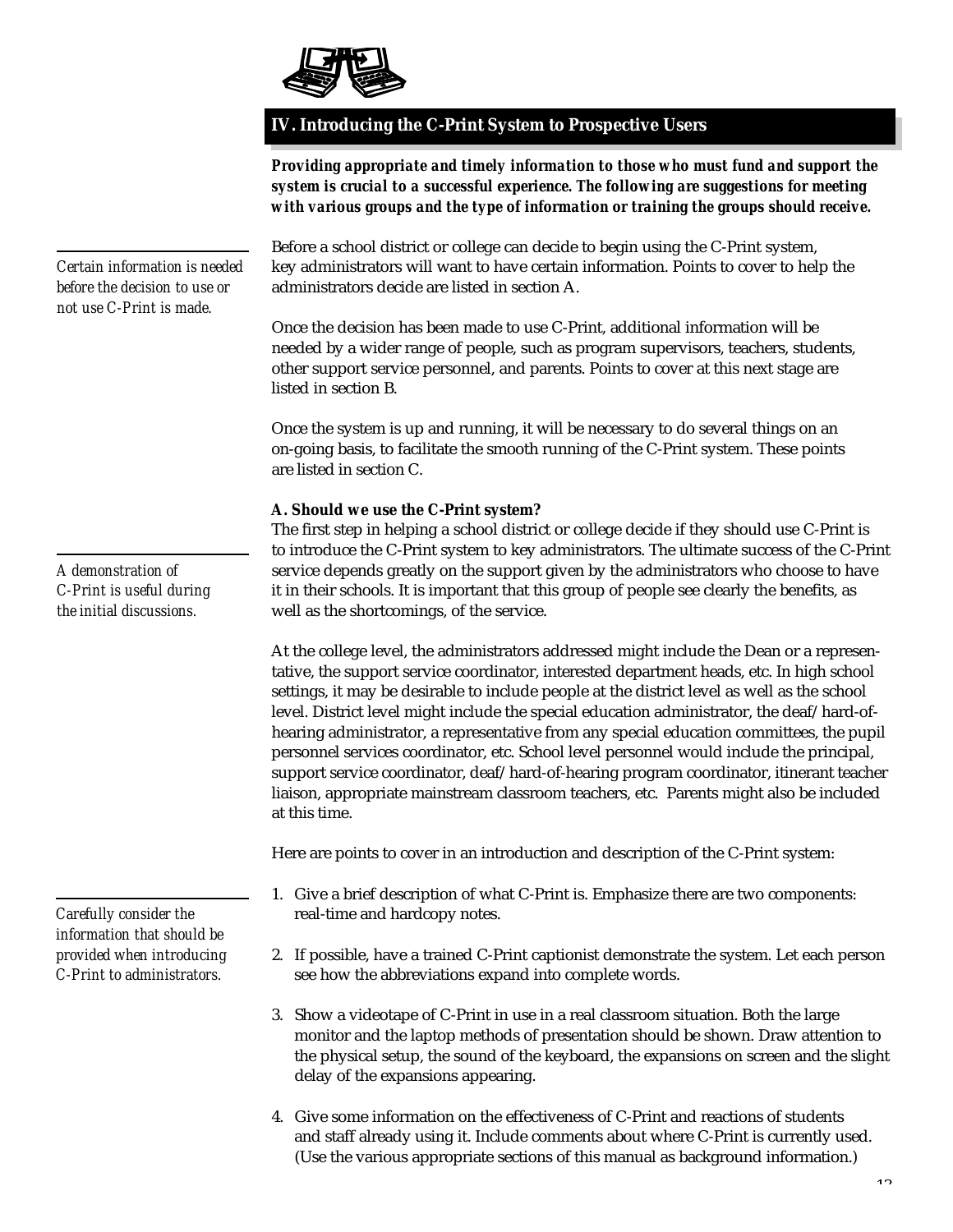## IV. Introducing the C-Print System to Prospective Users

***Providing appropriate and timely information to those who must fund and support the system is crucial to a successful experience. The following are suggestions for meeting with various groups and the type of information or training the groups should receive.***

*Certain information is needed before the decision to use or not use C-Print is made.*

Before a school district or college can decide to begin using the C-Print system, key administrators will want to have certain information. Points to cover to help the administrators decide are listed in section A.

Once the decision has been made to use C-Print, additional information will be needed by a wider range of people, such as program supervisors, teachers, students, other support service personnel, and parents. Points to cover at this next stage are listed in section B.

Once the system is up and running, it will be necessary to do several things on an on-going basis, to facilitate the smooth running of the C-Print system. These points are listed in section C.

### A. Should we use the C-Print system?

*A demonstration of C-Print is useful during the initial discussions.*

The first step in helping a school district or college decide if they should use C-Print is to introduce the C-Print system to key administrators. The ultimate success of the C-Print service depends greatly on the support given by the administrators who choose to have it in their schools. It is important that this group of people see clearly the benefits, as well as the shortcomings, of the service.

At the college level, the administrators addressed might include the Dean or a representative, the support service coordinator, interested department heads, etc. In high school settings, it may be desirable to include people at the district level as well as the school level. District level might include the special education administrator, the deaf/hard-of-hearing administrator, a representative from any special education committees, the pupil personnel services coordinator, etc. School level personnel would include the principal, support service coordinator, deaf/hard-of-hearing program coordinator, itinerant teacher liaison, appropriate mainstream classroom teachers, etc. Parents might also be included at this time.

Here are points to cover in an introduction and description of the C-Print system:

*Carefully consider the information that should be provided when introducing C-Print to administrators.*

1. Give a brief description of what C-Print is. Emphasize there are two components: real-time and hardcopy notes.

2. If possible, have a trained C-Print captionist demonstrate the system. Let each person see how the abbreviations expand into complete words.

3. Show a videotape of C-Print in use in a real classroom situation. Both the large monitor and the laptop methods of presentation should be shown. Draw attention to the physical setup, the sound of the keyboard, the expansions on screen and the slight delay of the expansions appearing.

4. Give some information on the effectiveness of C-Print and reactions of students and staff already using it. Include comments about where C-Print is currently used. (Use the various appropriate sections of this manual as background information.)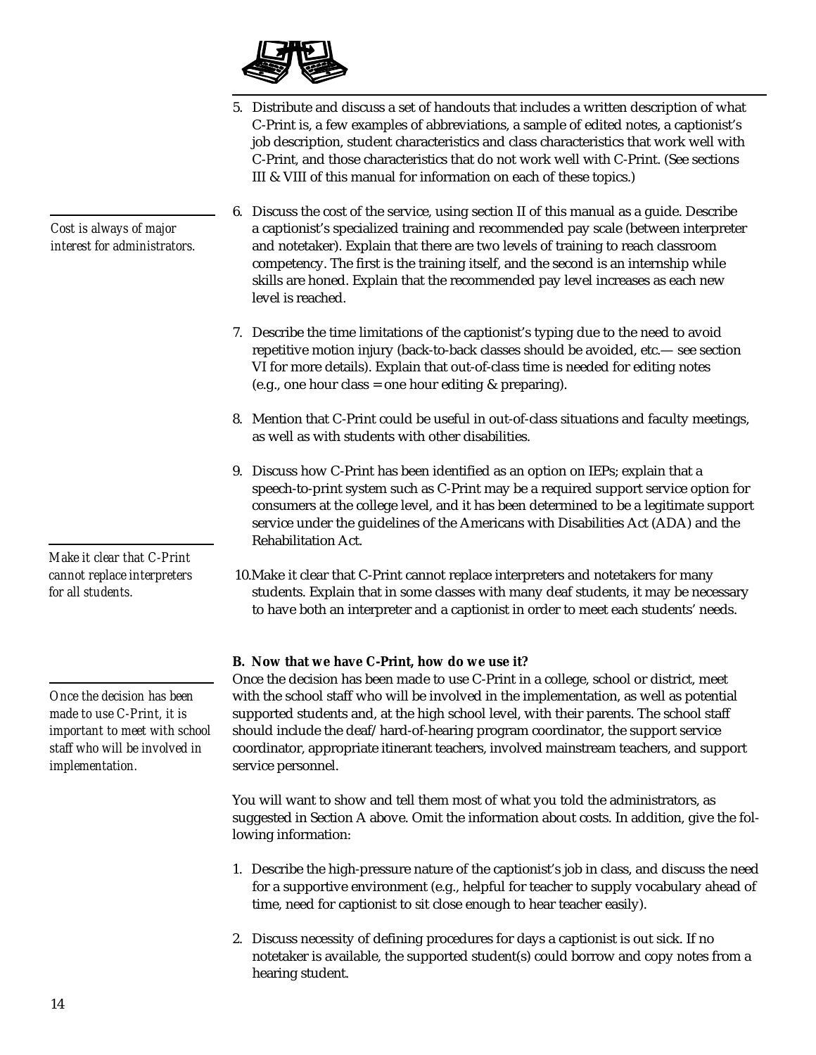5. Distribute and discuss a set of handouts that includes a written description of what C-Print is, a few examples of abbreviations, a sample of edited notes, a captionist's job description, student characteristics and class characteristics that work well with C-Print, and those characteristics that do not work well with C-Print. (See sections III & VIII of this manual for information on each of these topics.)

*Cost is always of major interest for administrators.*

6. Discuss the cost of the service, using section II of this manual as a guide. Describe a captionist's specialized training and recommended pay scale (between interpreter and notetaker). Explain that there are two levels of training to reach classroom competency. The first is the training itself, and the second is an internship while skills are honed. Explain that the recommended pay level increases as each new level is reached.

7. Describe the time limitations of the captionist's typing due to the need to avoid repetitive motion injury (back-to-back classes should be avoided, etc.— see section VI for more details). Explain that out-of-class time is needed for editing notes (e.g., one hour class = one hour editing & preparing).

8. Mention that C-Print could be useful in out-of-class situations and faculty meetings, as well as with students with other disabilities.

9. Discuss how C-Print has been identified as an option on IEPs; explain that a speech-to-print system such as C-Print may be a required support service option for consumers at the college level, and it has been determined to be a legitimate support service under the guidelines of the Americans with Disabilities Act (ADA) and the Rehabilitation Act.

*Make it clear that C-Print cannot replace interpreters for all students.*

10. Make it clear that C-Print cannot replace interpreters and notetakers for many students. Explain that in some classes with many deaf students, it may be necessary to have both an interpreter and a captionist in order to meet each students' needs.

**B. Now that we have C-Print, how do we use it?**

*Once the decision has been made to use C-Print, it is important to meet with school staff who will be involved in implementation.*

Once the decision has been made to use C-Print in a college, school or district, meet with the school staff who will be involved in the implementation, as well as potential supported students and, at the high school level, with their parents. The school staff should include the deaf/hard-of-hearing program coordinator, the support service coordinator, appropriate itinerant teachers, involved mainstream teachers, and support service personnel.

You will want to show and tell them most of what you told the administrators, as suggested in Section A above. Omit the information about costs. In addition, give the following information:

1. Describe the high-pressure nature of the captionist's job in class, and discuss the need for a supportive environment (e.g., helpful for teacher to supply vocabulary ahead of time, need for captionist to sit close enough to hear teacher easily).

2. Discuss necessity of defining procedures for days a captionist is out sick. If no notetaker is available, the supported student(s) could borrow and copy notes from a hearing student.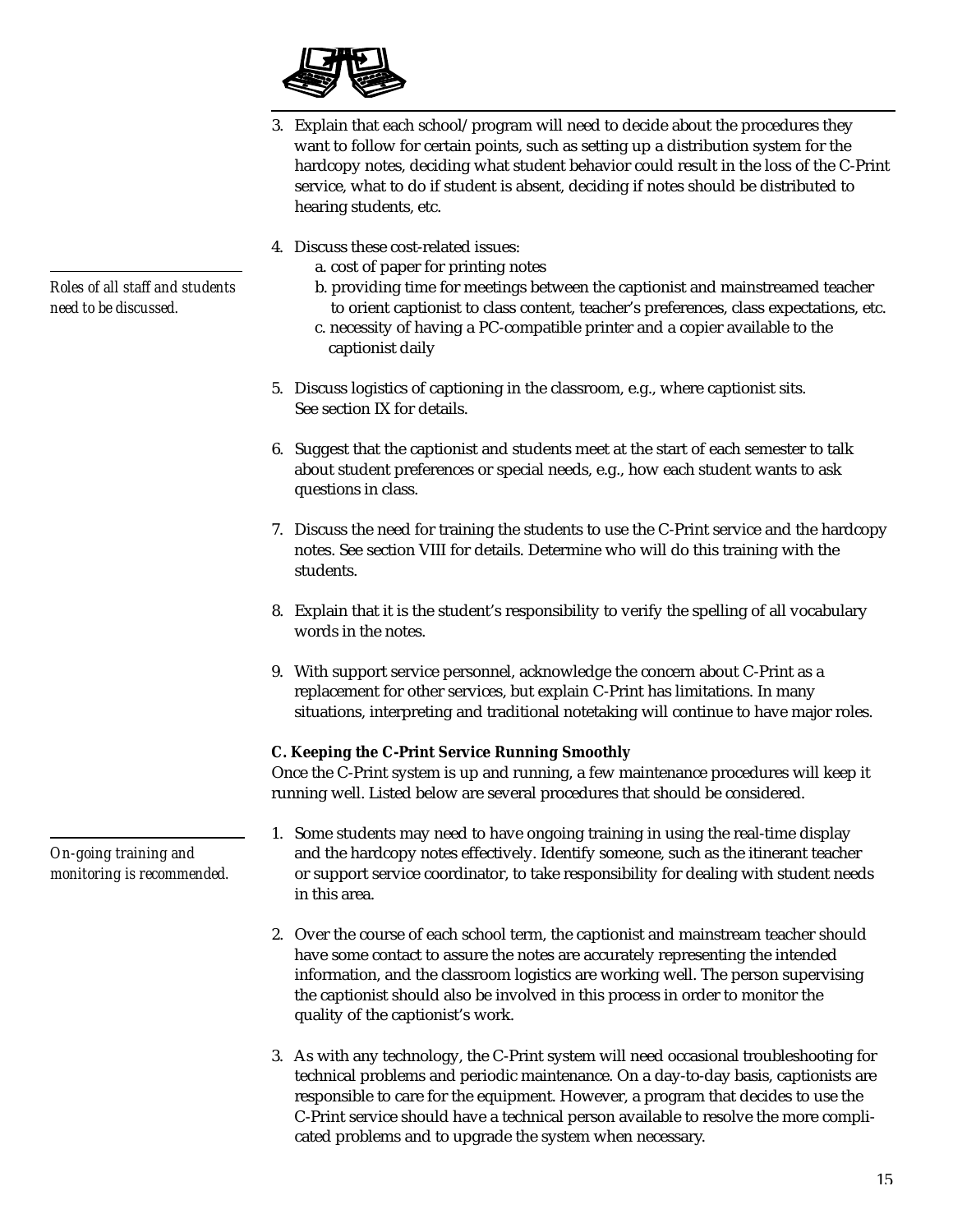3. Explain that each school/program will need to decide about the procedures they want to follow for certain points, such as setting up a distribution system for the hardcopy notes, deciding what student behavior could result in the loss of the C-Print service, what to do if student is absent, deciding if notes should be distributed to hearing students, etc.

*Roles of all staff and students need to be discussed.*

4. Discuss these cost-related issues:
   a. cost of paper for printing notes
   b. providing time for meetings between the captionist and mainstreamed teacher to orient captionist to class content, teacher's preferences, class expectations, etc.
   c. necessity of having a PC-compatible printer and a copier available to the captionist daily

5. Discuss logistics of captioning in the classroom, e.g., where captionist sits. See section IX for details.

6. Suggest that the captionist and students meet at the start of each semester to talk about student preferences or special needs, e.g., how each student wants to ask questions in class.

7. Discuss the need for training the students to use the C-Print service and the hardcopy notes. See section VIII for details. Determine who will do this training with the students.

8. Explain that it is the student's responsibility to verify the spelling of all vocabulary words in the notes.

9. With support service personnel, acknowledge the concern about C-Print as a replacement for other services, but explain C-Print has limitations. In many situations, interpreting and traditional notetaking will continue to have major roles.

**C. Keeping the C-Print Service Running Smoothly**

Once the C-Print system is up and running, a few maintenance procedures will keep it running well. Listed below are several procedures that should be considered.

*On-going training and monitoring is recommended.*

1. Some students may need to have ongoing training in using the real-time display and the hardcopy notes effectively. Identify someone, such as the itinerant teacher or support service coordinator, to take responsibility for dealing with student needs in this area.

2. Over the course of each school term, the captionist and mainstream teacher should have some contact to assure the notes are accurately representing the intended information, and the classroom logistics are working well. The person supervising the captionist should also be involved in this process in order to monitor the quality of the captionist's work.

3. As with any technology, the C-Print system will need occasional troubleshooting for technical problems and periodic maintenance. On a day-to-day basis, captionists are responsible to care for the equipment. However, a program that decides to use the C-Print service should have a technical person available to resolve the more complicated problems and to upgrade the system when necessary.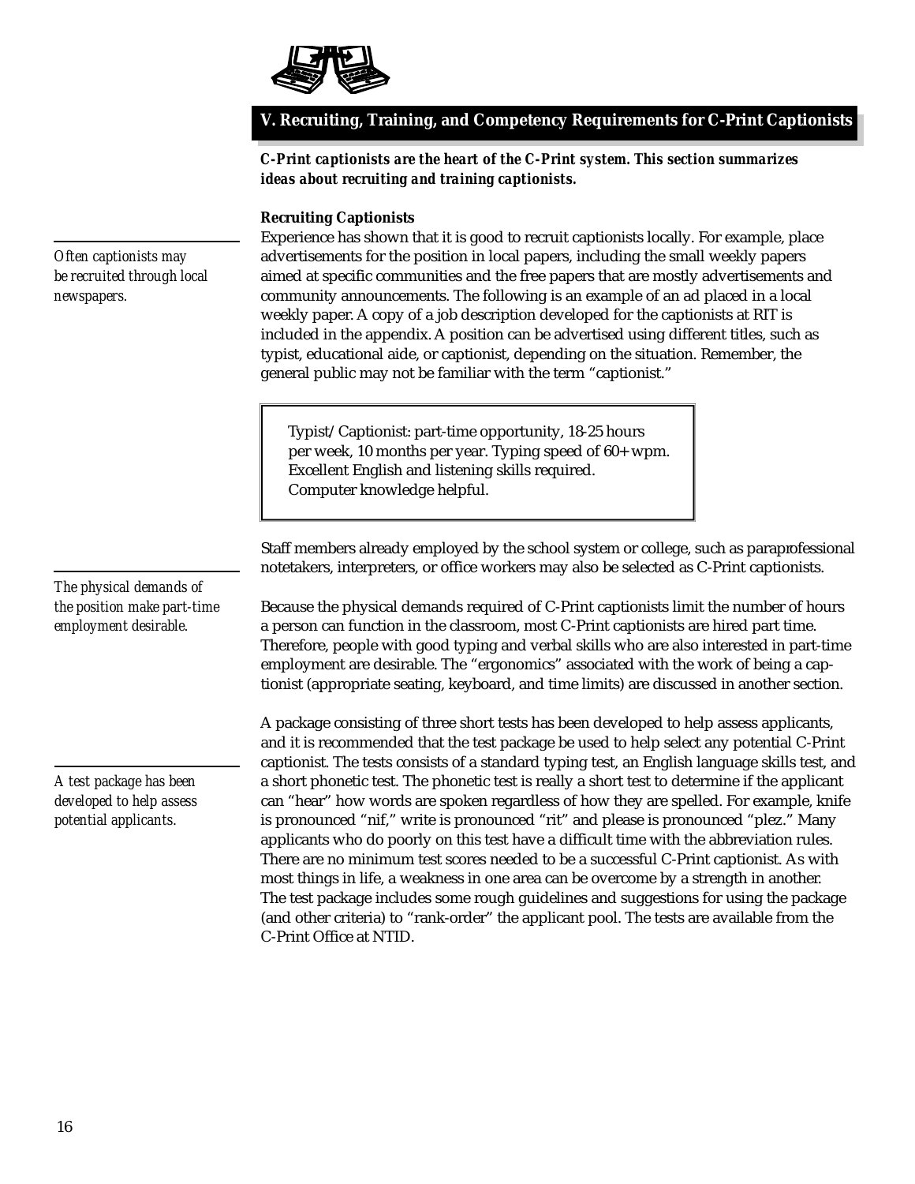## V. Recruiting, Training, and Competency Requirements for C-Print Captionists

***C-Print captionists are the heart of the C-Print system. This section summarizes ideas about recruiting and training captionists.***

### Recruiting Captionists

*Often captionists may be recruited through local newspapers.*

Experience has shown that it is good to recruit captionists locally. For example, place advertisements for the position in local papers, including the small weekly papers aimed at specific communities and the free papers that are mostly advertisements and community announcements. The following is an example of an ad placed in a local weekly paper. A copy of a job description developed for the captionists at RIT is included in the appendix. A position can be advertised using different titles, such as typist, educational aide, or captionist, depending on the situation. Remember, the general public may not be familiar with the term "captionist."

> Typist/Captionist: part-time opportunity, 18-25 hours per week, 10 months per year. Typing speed of 60+ wpm. Excellent English and listening skills required. Computer knowledge helpful.

Staff members already employed by the school system or college, such as paraprofessional notetakers, interpreters, or office workers may also be selected as C-Print captionists.

*The physical demands of the position make part-time employment desirable.*

Because the physical demands required of C-Print captionists limit the number of hours a person can function in the classroom, most C-Print captionists are hired part time. Therefore, people with good typing and verbal skills who are also interested in part-time employment are desirable. The "ergonomics" associated with the work of being a captionist (appropriate seating, keyboard, and time limits) are discussed in another section.

*A test package has been developed to help assess potential applicants.*

A package consisting of three short tests has been developed to help assess applicants, and it is recommended that the test package be used to help select any potential C-Print captionist. The tests consists of a standard typing test, an English language skills test, and a short phonetic test. The phonetic test is really a short test to determine if the applicant can "hear" how words are spoken regardless of how they are spelled. For example, knife is pronounced "nif," write is pronounced "rit" and please is pronounced "plez." Many applicants who do poorly on this test have a difficult time with the abbreviation rules. There are no minimum test scores needed to be a successful C-Print captionist. As with most things in life, a weakness in one area can be overcome by a strength in another. The test package includes some rough guidelines and suggestions for using the package (and other criteria) to "rank-order" the applicant pool. The tests are available from the C-Print Office at NTID.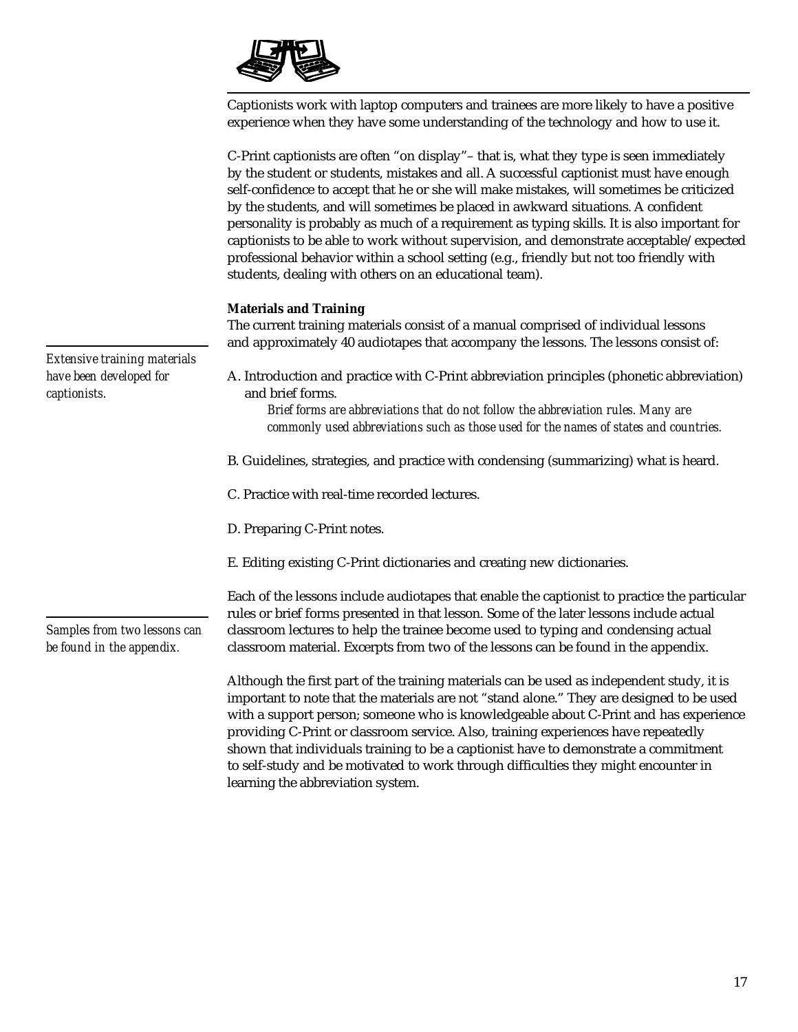Captionists work with laptop computers and trainees are more likely to have a positive experience when they have some understanding of the technology and how to use it.

C-Print captionists are often "on display"– that is, what they type is seen immediately by the student or students, mistakes and all. A successful captionist must have enough self-confidence to accept that he or she will make mistakes, will sometimes be criticized by the students, and will sometimes be placed in awkward situations. A confident personality is probably as much of a requirement as typing skills. It is also important for captionists to be able to work without supervision, and demonstrate acceptable/expected professional behavior within a school setting (e.g., friendly but not too friendly with students, dealing with others on an educational team).

**Materials and Training**

The current training materials consist of a manual comprised of individual lessons and approximately 40 audiotapes that accompany the lessons. The lessons consist of:

*Extensive training materials have been developed for captionists.*

A. Introduction and practice with C-Print abbreviation principles (phonetic abbreviation) and brief forms.

*Brief forms are abbreviations that do not follow the abbreviation rules. Many are commonly used abbreviations such as those used for the names of states and countries.*

B. Guidelines, strategies, and practice with condensing (summarizing) what is heard.

C. Practice with real-time recorded lectures.

D. Preparing C-Print notes.

E. Editing existing C-Print dictionaries and creating new dictionaries.

Each of the lessons include audiotapes that enable the captionist to practice the particular rules or brief forms presented in that lesson. Some of the later lessons include actual classroom lectures to help the trainee become used to typing and condensing actual classroom material. Excerpts from two of the lessons can be found in the appendix.

*Samples from two lessons can be found in the appendix.*

Although the first part of the training materials can be used as independent study, it is important to note that the materials are not "stand alone." They are designed to be used with a support person; someone who is knowledgeable about C-Print and has experience providing C-Print or classroom service. Also, training experiences have repeatedly shown that individuals training to be a captionist have to demonstrate a commitment to self-study and be motivated to work through difficulties they might encounter in learning the abbreviation system.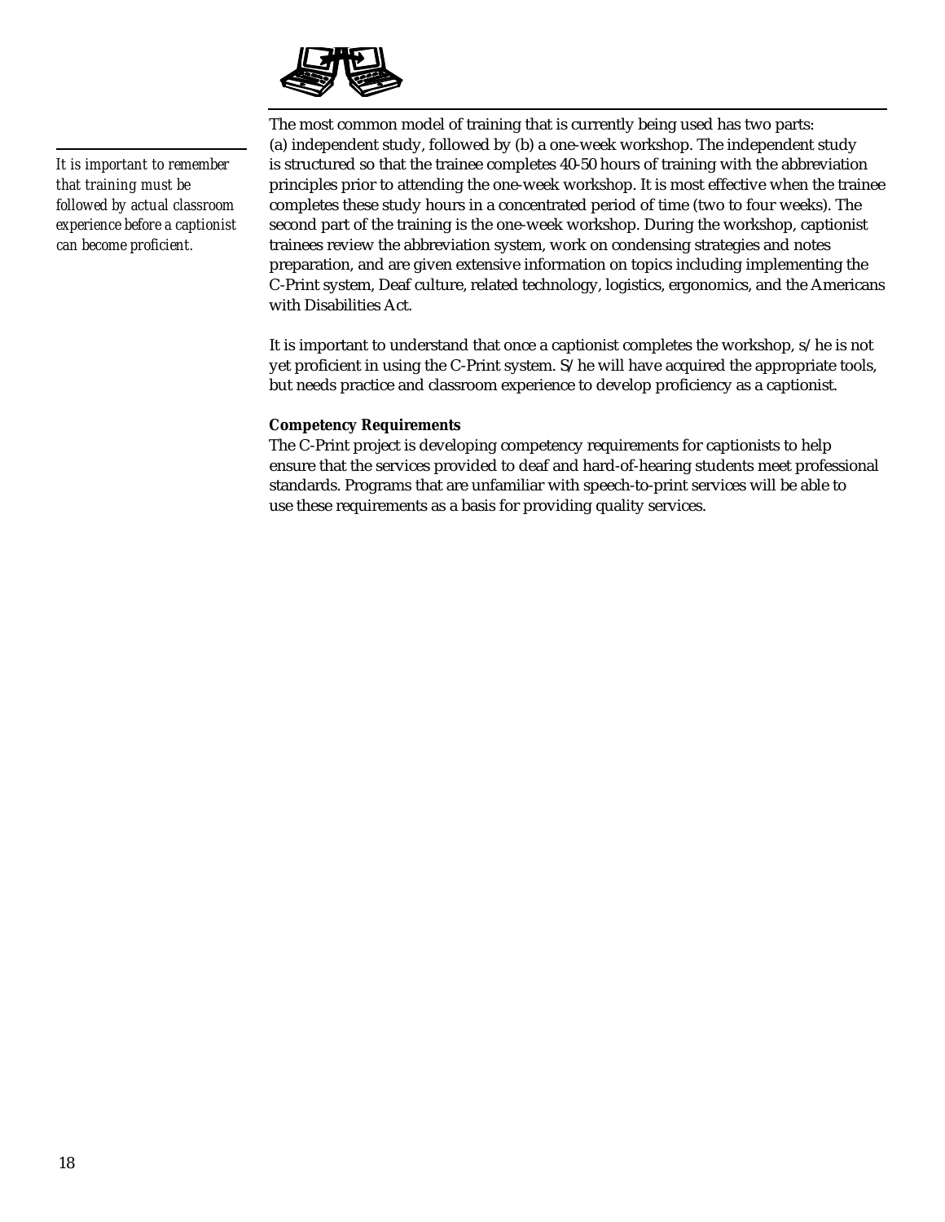*It is important to remember that training must be followed by actual classroom experience before a captionist can become proficient.*

The most common model of training that is currently being used has two parts: (a) independent study, followed by (b) a one-week workshop. The independent study is structured so that the trainee completes 40-50 hours of training with the abbreviation principles prior to attending the one-week workshop. It is most effective when the trainee completes these study hours in a concentrated period of time (two to four weeks). The second part of the training is the one-week workshop. During the workshop, captionist trainees review the abbreviation system, work on condensing strategies and notes preparation, and are given extensive information on topics including implementing the C-Print system, Deaf culture, related technology, logistics, ergonomics, and the Americans with Disabilities Act.

It is important to understand that once a captionist completes the workshop, s/he is not yet proficient in using the C-Print system. S/he will have acquired the appropriate tools, but needs practice and classroom experience to develop proficiency as a captionist.

**Competency Requirements**

The C-Print project is developing competency requirements for captionists to help ensure that the services provided to deaf and hard-of-hearing students meet professional standards. Programs that are unfamiliar with speech-to-print services will be able to use these requirements as a basis for providing quality services.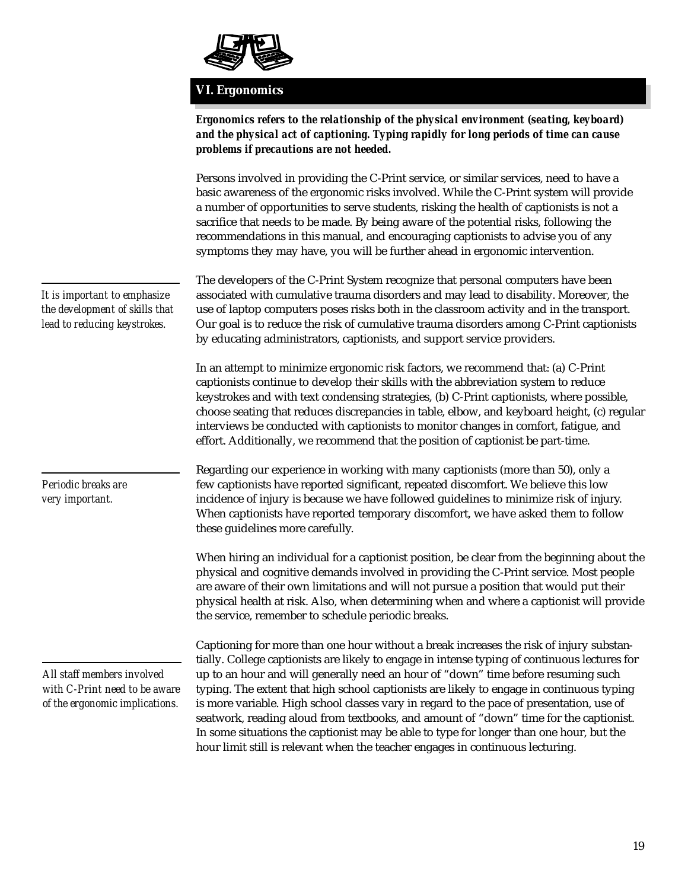## VI. Ergonomics

***Ergonomics refers to the relationship of the physical environment (seating, keyboard) and the physical act of captioning. Typing rapidly for long periods of time can cause problems if precautions are not heeded.***

Persons involved in providing the C-Print service, or similar services, need to have a basic awareness of the ergonomic risks involved. While the C-Print system will provide a number of opportunities to serve students, risking the health of captionists is not a sacrifice that needs to be made. By being aware of the potential risks, following the recommendations in this manual, and encouraging captionists to advise you of any symptoms they may have, you will be further ahead in ergonomic intervention.

*It is important to emphasize the development of skills that lead to reducing keystrokes.*

The developers of the C-Print System recognize that personal computers have been associated with cumulative trauma disorders and may lead to disability. Moreover, the use of laptop computers poses risks both in the classroom activity and in the transport. Our goal is to reduce the risk of cumulative trauma disorders among C-Print captionists by educating administrators, captionists, and support service providers.

In an attempt to minimize ergonomic risk factors, we recommend that: (a) C-Print captionists continue to develop their skills with the abbreviation system to reduce keystrokes and with text condensing strategies, (b) C-Print captionists, where possible, choose seating that reduces discrepancies in table, elbow, and keyboard height, (c) regular interviews be conducted with captionists to monitor changes in comfort, fatigue, and effort. Additionally, we recommend that the position of captionist be part-time.

*Periodic breaks are very important.*

Regarding our experience in working with many captionists (more than 50), only a few captionists have reported significant, repeated discomfort. We believe this low incidence of injury is because we have followed guidelines to minimize risk of injury. When captionists have reported temporary discomfort, we have asked them to follow these guidelines more carefully.

When hiring an individual for a captionist position, be clear from the beginning about the physical and cognitive demands involved in providing the C-Print service. Most people are aware of their own limitations and will not pursue a position that would put their physical health at risk. Also, when determining when and where a captionist will provide the service, remember to schedule periodic breaks.

*All staff members involved with C-Print need to be aware of the ergonomic implications.*

Captioning for more than one hour without a break increases the risk of injury substantially. College captionists are likely to engage in intense typing of continuous lectures for up to an hour and will generally need an hour of "down" time before resuming such typing. The extent that high school captionists are likely to engage in continuous typing is more variable. High school classes vary in regard to the pace of presentation, use of seatwork, reading aloud from textbooks, and amount of "down" time for the captionist. In some situations the captionist may be able to type for longer than one hour, but the hour limit still is relevant when the teacher engages in continuous lecturing.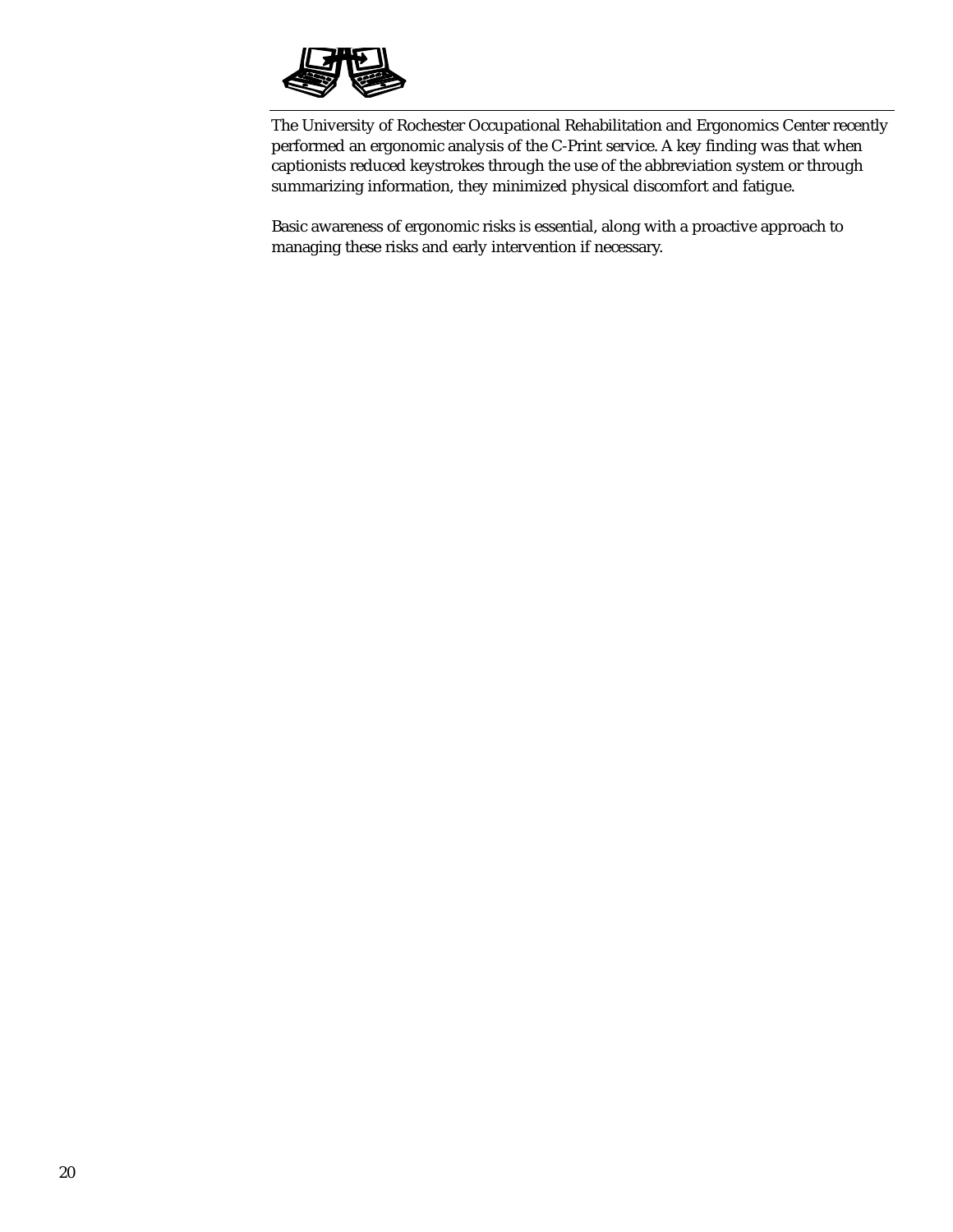The University of Rochester Occupational Rehabilitation and Ergonomics Center recently performed an ergonomic analysis of the C-Print service. A key finding was that when captionists reduced keystrokes through the use of the abbreviation system or through summarizing information, they minimized physical discomfort and fatigue.

Basic awareness of ergonomic risks is essential, along with a proactive approach to managing these risks and early intervention if necessary.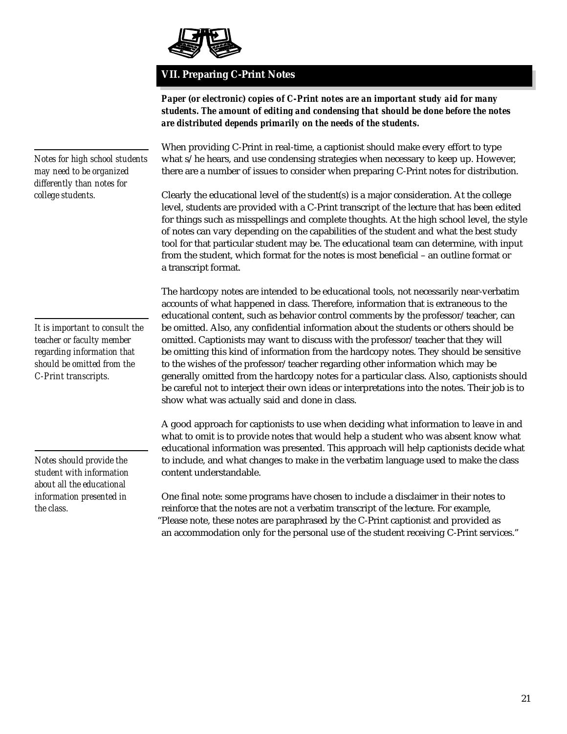## VII. Preparing C-Print Notes

***Paper (or electronic) copies of C-Print notes are an important study aid for many students. The amount of editing and condensing that should be done before the notes are distributed depends primarily on the needs of the students.***

*Notes for high school students may need to be organized differently than notes for college students.*

When providing C-Print in real-time, a captionist should make every effort to type what s/he hears, and use condensing strategies when necessary to keep up. However, there are a number of issues to consider when preparing C-Print notes for distribution.

Clearly the educational level of the student(s) is a major consideration. At the college level, students are provided with a C-Print transcript of the lecture that has been edited for things such as misspellings and complete thoughts. At the high school level, the style of notes can vary depending on the capabilities of the student and what the best study tool for that particular student may be. The educational team can determine, with input from the student, which format for the notes is most beneficial – an outline format or a transcript format.

*It is important to consult the teacher or faculty member regarding information that should be omitted from the C-Print transcripts.*

The hardcopy notes are intended to be educational tools, not necessarily near-verbatim accounts of what happened in class. Therefore, information that is extraneous to the educational content, such as behavior control comments by the professor/teacher, can be omitted. Also, any confidential information about the students or others should be omitted. Captionists may want to discuss with the professor/teacher that they will be omitting this kind of information from the hardcopy notes. They should be sensitive to the wishes of the professor/teacher regarding other information which may be generally omitted from the hardcopy notes for a particular class. Also, captionists should be careful not to interject their own ideas or interpretations into the notes. Their job is to show what was actually said and done in class.

*Notes should provide the student with information about all the educational information presented in the class.*

A good approach for captionists to use when deciding what information to leave in and what to omit is to provide notes that would help a student who was absent know what educational information was presented. This approach will help captionists decide what to include, and what changes to make in the verbatim language used to make the class content understandable.

One final note: some programs have chosen to include a disclaimer in their notes to reinforce that the notes are not a verbatim transcript of the lecture. For example, "Please note, these notes are paraphrased by the C-Print captionist and provided as an accommodation only for the personal use of the student receiving C-Print services."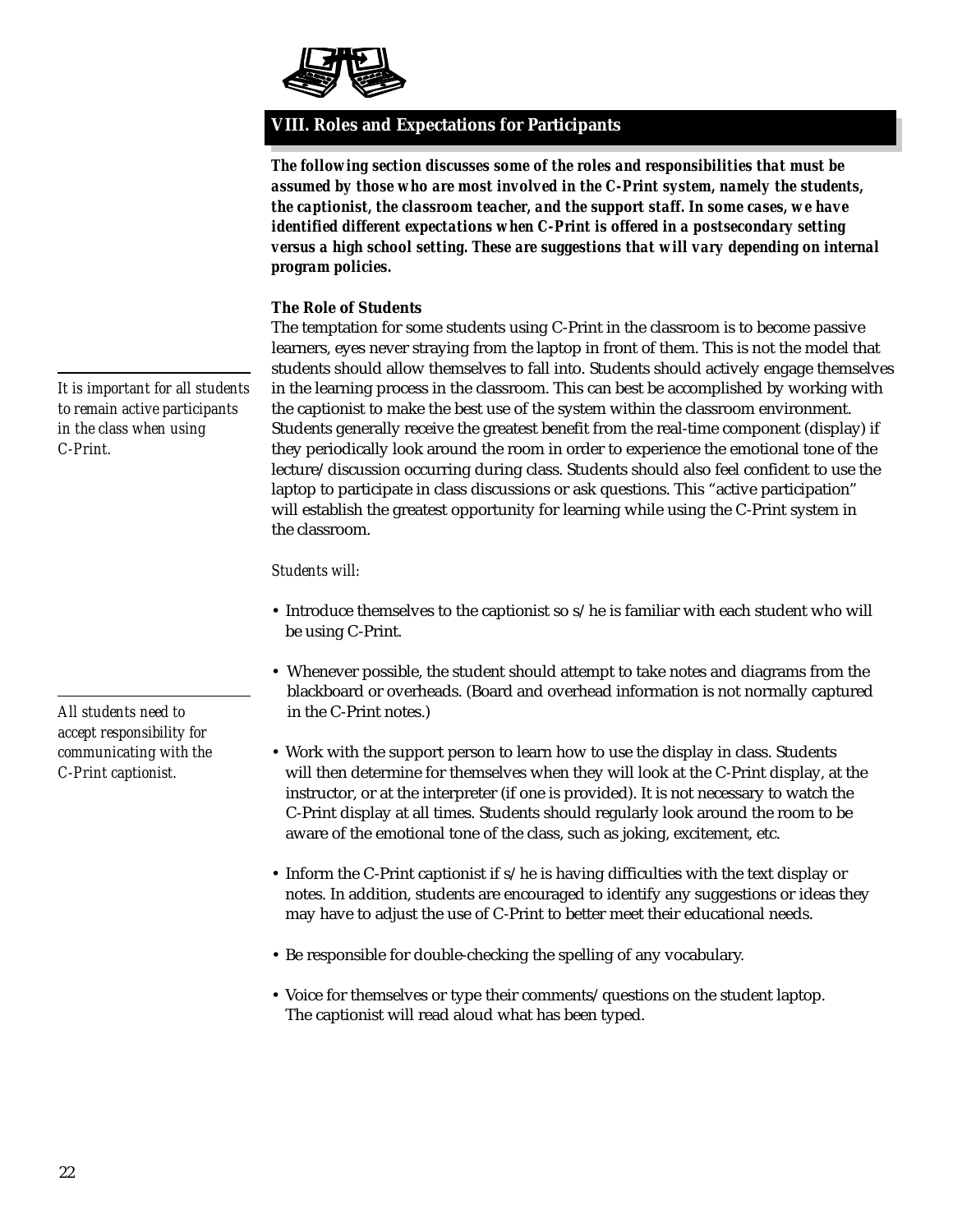## VIII. Roles and Expectations for Participants

***The following section discusses some of the roles and responsibilities that must be assumed by those who are most involved in the C-Print system, namely the students, the captionist, the classroom teacher, and the support staff. In some cases, we have identified different expectations when C-Print is offered in a postsecondary setting versus a high school setting. These are suggestions that will vary depending on internal program policies.***

### The Role of Students

*It is important for all students to remain active participants in the class when using C-Print.*

The temptation for some students using C-Print in the classroom is to become passive learners, eyes never straying from the laptop in front of them. This is not the model that students should allow themselves to fall into. Students should actively engage themselves in the learning process in the classroom. This can best be accomplished by working with the captionist to make the best use of the system within the classroom environment. Students generally receive the greatest benefit from the real-time component (display) if they periodically look around the room in order to experience the emotional tone of the lecture/discussion occurring during class. Students should also feel confident to use the laptop to participate in class discussions or ask questions. This "active participation" will establish the greatest opportunity for learning while using the C-Print system in the classroom.

*Students will:*

- Introduce themselves to the captionist so s/he is familiar with each student who will be using C-Print.
- Whenever possible, the student should attempt to take notes and diagrams from the blackboard or overheads. (Board and overhead information is not normally captured in the C-Print notes.)
- Work with the support person to learn how to use the display in class. Students will then determine for themselves when they will look at the C-Print display, at the instructor, or at the interpreter (if one is provided). It is not necessary to watch the C-Print display at all times. Students should regularly look around the room to be aware of the emotional tone of the class, such as joking, excitement, etc.
- Inform the C-Print captionist if s/he is having difficulties with the text display or notes. In addition, students are encouraged to identify any suggestions or ideas they may have to adjust the use of C-Print to better meet their educational needs.
- Be responsible for double-checking the spelling of any vocabulary.
- Voice for themselves or type their comments/questions on the student laptop. The captionist will read aloud what has been typed.

*All students need to accept responsibility for communicating with the C-Print captionist.*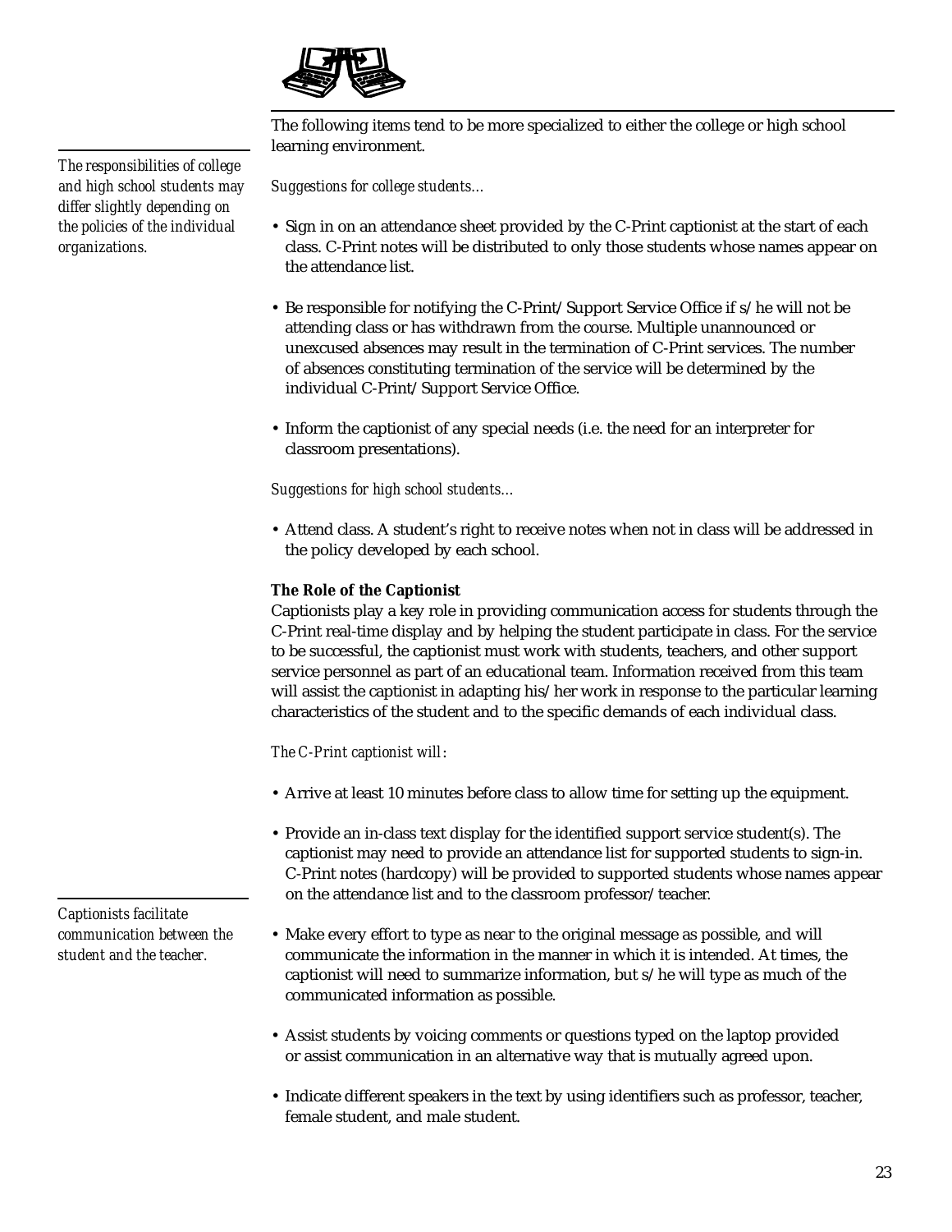The following items tend to be more specialized to either the college or high school learning environment.

*The responsibilities of college and high school students may differ slightly depending on the policies of the individual organizations.*

*Suggestions for college students…*

- Sign in on an attendance sheet provided by the C-Print captionist at the start of each class. C-Print notes will be distributed to only those students whose names appear on the attendance list.
- Be responsible for notifying the C-Print/Support Service Office if s/he will not be attending class or has withdrawn from the course. Multiple unannounced or unexcused absences may result in the termination of C-Print services. The number of absences constituting termination of the service will be determined by the individual C-Print/Support Service Office.
- Inform the captionist of any special needs (i.e. the need for an interpreter for classroom presentations).

*Suggestions for high school students…*

- Attend class. A student's right to receive notes when not in class will be addressed in the policy developed by each school.

**The Role of the Captionist**

Captionists play a key role in providing communication access for students through the C-Print real-time display and by helping the student participate in class. For the service to be successful, the captionist must work with students, teachers, and other support service personnel as part of an educational team. Information received from this team will assist the captionist in adapting his/her work in response to the particular learning characteristics of the student and to the specific demands of each individual class.

*The C-Print captionist will:*

- Arrive at least 10 minutes before class to allow time for setting up the equipment.
- Provide an in-class text display for the identified support service student(s). The captionist may need to provide an attendance list for supported students to sign-in. C-Print notes (hardcopy) will be provided to supported students whose names appear on the attendance list and to the classroom professor/teacher.

*Captionists facilitate communication between the student and the teacher.*

- Make every effort to type as near to the original message as possible, and will communicate the information in the manner in which it is intended. At times, the captionist will need to summarize information, but s/he will type as much of the communicated information as possible.
- Assist students by voicing comments or questions typed on the laptop provided or assist communication in an alternative way that is mutually agreed upon.
- Indicate different speakers in the text by using identifiers such as professor, teacher, female student, and male student.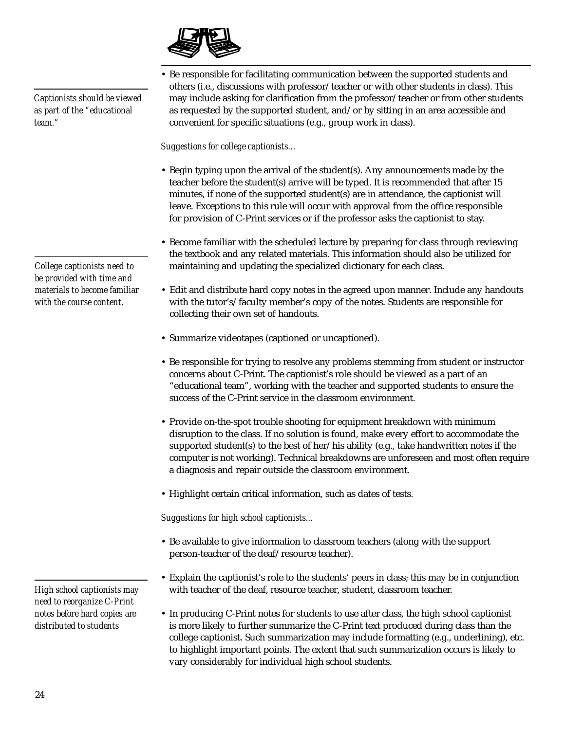*Captionists should be viewed as part of the "educational team."*

- Be responsible for facilitating communication between the supported students and others (i.e., discussions with professor/teacher or with other students in class). This may include asking for clarification from the professor/teacher or from other students as requested by the supported student, and/or by sitting in an area accessible and convenient for specific situations (e.g., group work in class).

*Suggestions for college captionists…*

- Begin typing upon the arrival of the student(s). Any announcements made by the teacher before the student(s) arrive will be typed. It is recommended that after 15 minutes, if none of the supported student(s) are in attendance, the captionist will leave. Exceptions to this rule will occur with approval from the office responsible for provision of C-Print services or if the professor asks the captionist to stay.

*College captionists need to be provided with time and materials to become familiar with the course content.*

- Become familiar with the scheduled lecture by preparing for class through reviewing the textbook and any related materials. This information should also be utilized for maintaining and updating the specialized dictionary for each class.
- Edit and distribute hard copy notes in the agreed upon manner. Include any handouts with the tutor's/faculty member's copy of the notes. Students are responsible for collecting their own set of handouts.
- Summarize videotapes (captioned or uncaptioned).
- Be responsible for trying to resolve any problems stemming from student or instructor concerns about C-Print. The captionist's role should be viewed as a part of an "educational team", working with the teacher and supported students to ensure the success of the C-Print service in the classroom environment.
- Provide on-the-spot trouble shooting for equipment breakdown with minimum disruption to the class. If no solution is found, make every effort to accommodate the supported student(s) to the best of her/his ability (e.g., take handwritten notes if the computer is not working). Technical breakdowns are unforeseen and most often require a diagnosis and repair outside the classroom environment.
- Highlight certain critical information, such as dates of tests.

*Suggestions for high school captionists…*

- Be available to give information to classroom teachers (along with the support person-teacher of the deaf/resource teacher).

*High school captionists may need to reorganize C-Print notes before hard copies are distributed to students*

- Explain the captionist's role to the students' peers in class; this may be in conjunction with teacher of the deaf, resource teacher, student, classroom teacher.
- In producing C-Print notes for students to use after class, the high school captionist is more likely to further summarize the C-Print text produced during class than the college captionist. Such summarization may include formatting (e.g., underlining), etc. to highlight important points. The extent that such summarization occurs is likely to vary considerably for individual high school students.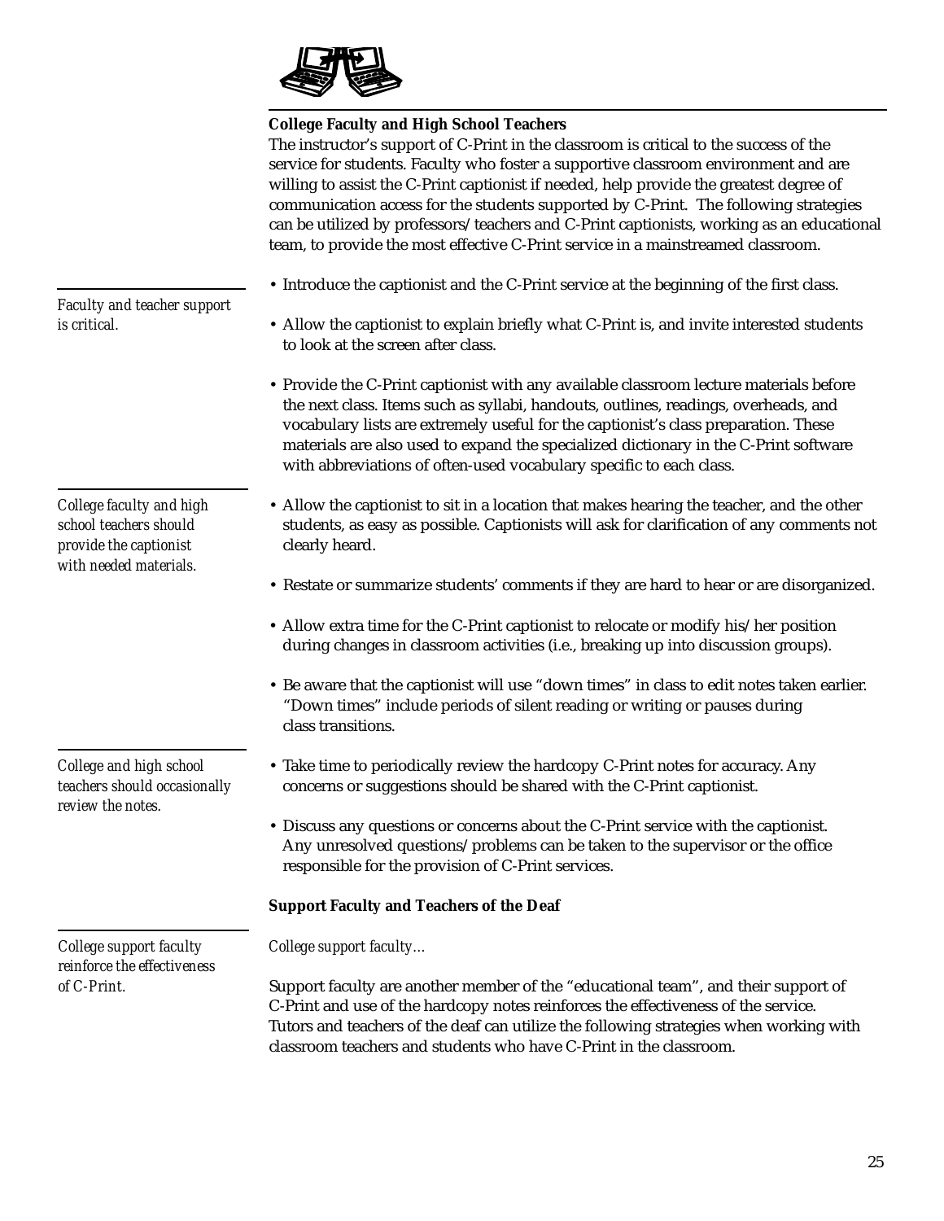**College Faculty and High School Teachers**

The instructor's support of C-Print in the classroom is critical to the success of the service for students. Faculty who foster a supportive classroom environment and are willing to assist the C-Print captionist if needed, help provide the greatest degree of communication access for the students supported by C-Print. The following strategies can be utilized by professors/teachers and C-Print captionists, working as an educational team, to provide the most effective C-Print service in a mainstreamed classroom.

*Faculty and teacher support is critical.*

- Introduce the captionist and the C-Print service at the beginning of the first class.
- Allow the captionist to explain briefly what C-Print is, and invite interested students to look at the screen after class.
- Provide the C-Print captionist with any available classroom lecture materials before the next class. Items such as syllabi, handouts, outlines, readings, overheads, and vocabulary lists are extremely useful for the captionist's class preparation. These materials are also used to expand the specialized dictionary in the C-Print software with abbreviations of often-used vocabulary specific to each class.

*College faculty and high school teachers should provide the captionist with needed materials.*

- Allow the captionist to sit in a location that makes hearing the teacher, and the other students, as easy as possible. Captionists will ask for clarification of any comments not clearly heard.
- Restate or summarize students' comments if they are hard to hear or are disorganized.
- Allow extra time for the C-Print captionist to relocate or modify his/her position during changes in classroom activities (i.e., breaking up into discussion groups).
- Be aware that the captionist will use "down times" in class to edit notes taken earlier. "Down times" include periods of silent reading or writing or pauses during class transitions.

*College and high school teachers should occasionally review the notes.*

- Take time to periodically review the hardcopy C-Print notes for accuracy. Any concerns or suggestions should be shared with the C-Print captionist.
- Discuss any questions or concerns about the C-Print service with the captionist. Any unresolved questions/problems can be taken to the supervisor or the office responsible for the provision of C-Print services.

**Support Faculty and Teachers of the Deaf**

*College support faculty reinforce the effectiveness of C-Print.*

*College support faculty...*

Support faculty are another member of the "educational team", and their support of C-Print and use of the hardcopy notes reinforces the effectiveness of the service. Tutors and teachers of the deaf can utilize the following strategies when working with classroom teachers and students who have C-Print in the classroom.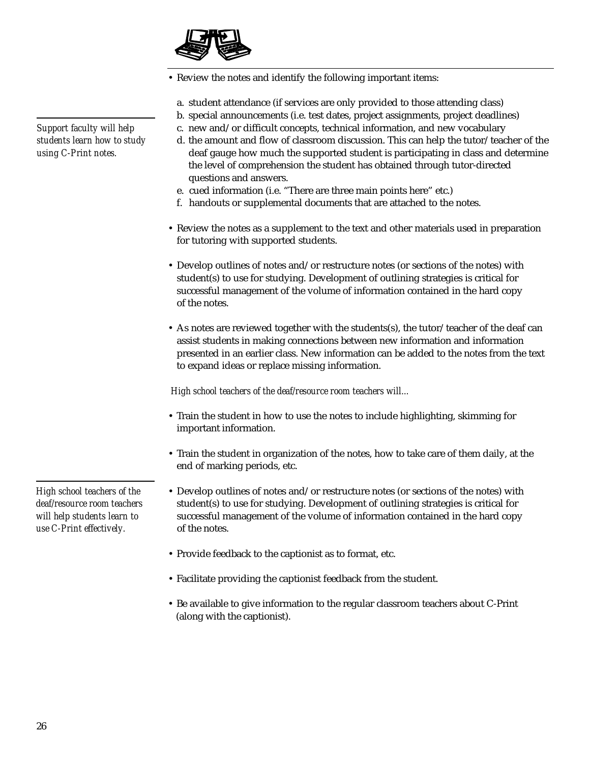- Review the notes and identify the following important items:

  a. student attendance (if services are only provided to those attending class)
  b. special announcements (i.e. test dates, project assignments, project deadlines)
  c. new and/or difficult concepts, technical information, and new vocabulary
  d. the amount and flow of classroom discussion. This can help the tutor/teacher of the deaf gauge how much the supported student is participating in class and determine the level of comprehension the student has obtained through tutor-directed questions and answers.
  e. cued information (i.e. "There are three main points here" etc.)
  f. handouts or supplemental documents that are attached to the notes.

*Support faculty will help students learn how to study using C-Print notes.*

- Review the notes as a supplement to the text and other materials used in preparation for tutoring with supported students.

- Develop outlines of notes and/or restructure notes (or sections of the notes) with student(s) to use for studying. Development of outlining strategies is critical for successful management of the volume of information contained in the hard copy of the notes.

- As notes are reviewed together with the students(s), the tutor/teacher of the deaf can assist students in making connections between new information and information presented in an earlier class. New information can be added to the notes from the text to expand ideas or replace missing information.

*High school teachers of the deaf/resource room teachers will...*

- Train the student in how to use the notes to include highlighting, skimming for important information.

- Train the student in organization of the notes, how to take care of them daily, at the end of marking periods, etc.

*High school teachers of the deaf/resource room teachers will help students learn to use C-Print effectively.*

- Develop outlines of notes and/or restructure notes (or sections of the notes) with student(s) to use for studying. Development of outlining strategies is critical for successful management of the volume of information contained in the hard copy of the notes.

- Provide feedback to the captionist as to format, etc.

- Facilitate providing the captionist feedback from the student.

- Be available to give information to the regular classroom teachers about C-Print (along with the captionist).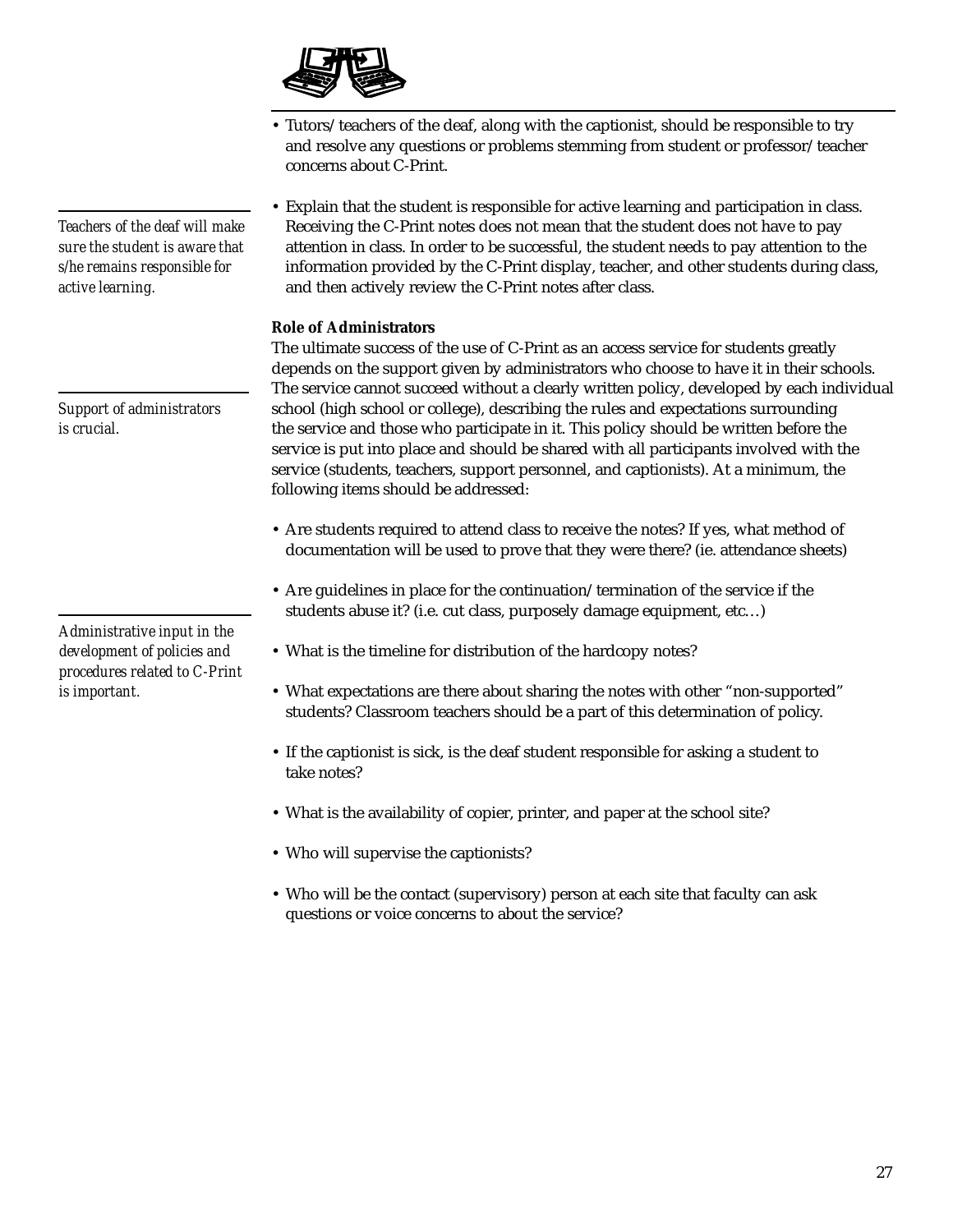- Tutors/teachers of the deaf, along with the captionist, should be responsible to try and resolve any questions or problems stemming from student or professor/teacher concerns about C-Print.

*Teachers of the deaf will make sure the student is aware that s/he remains responsible for active learning.*

- Explain that the student is responsible for active learning and participation in class. Receiving the C-Print notes does not mean that the student does not have to pay attention in class. In order to be successful, the student needs to pay attention to the information provided by the C-Print display, teacher, and other students during class, and then actively review the C-Print notes after class.

**Role of Administrators**

*Support of administrators is crucial.*

The ultimate success of the use of C-Print as an access service for students greatly depends on the support given by administrators who choose to have it in their schools. The service cannot succeed without a clearly written policy, developed by each individual school (high school or college), describing the rules and expectations surrounding the service and those who participate in it. This policy should be written before the service is put into place and should be shared with all participants involved with the service (students, teachers, support personnel, and captionists). At a minimum, the following items should be addressed:

*Administrative input in the development of policies and procedures related to C-Print is important.*

- Are students required to attend class to receive the notes? If yes, what method of documentation will be used to prove that they were there? (ie. attendance sheets)
- Are guidelines in place for the continuation/termination of the service if the students abuse it? (i.e. cut class, purposely damage equipment, etc…)
- What is the timeline for distribution of the hardcopy notes?
- What expectations are there about sharing the notes with other "non-supported" students? Classroom teachers should be a part of this determination of policy.
- If the captionist is sick, is the deaf student responsible for asking a student to take notes?
- What is the availability of copier, printer, and paper at the school site?
- Who will supervise the captionists?
- Who will be the contact (supervisory) person at each site that faculty can ask questions or voice concerns to about the service?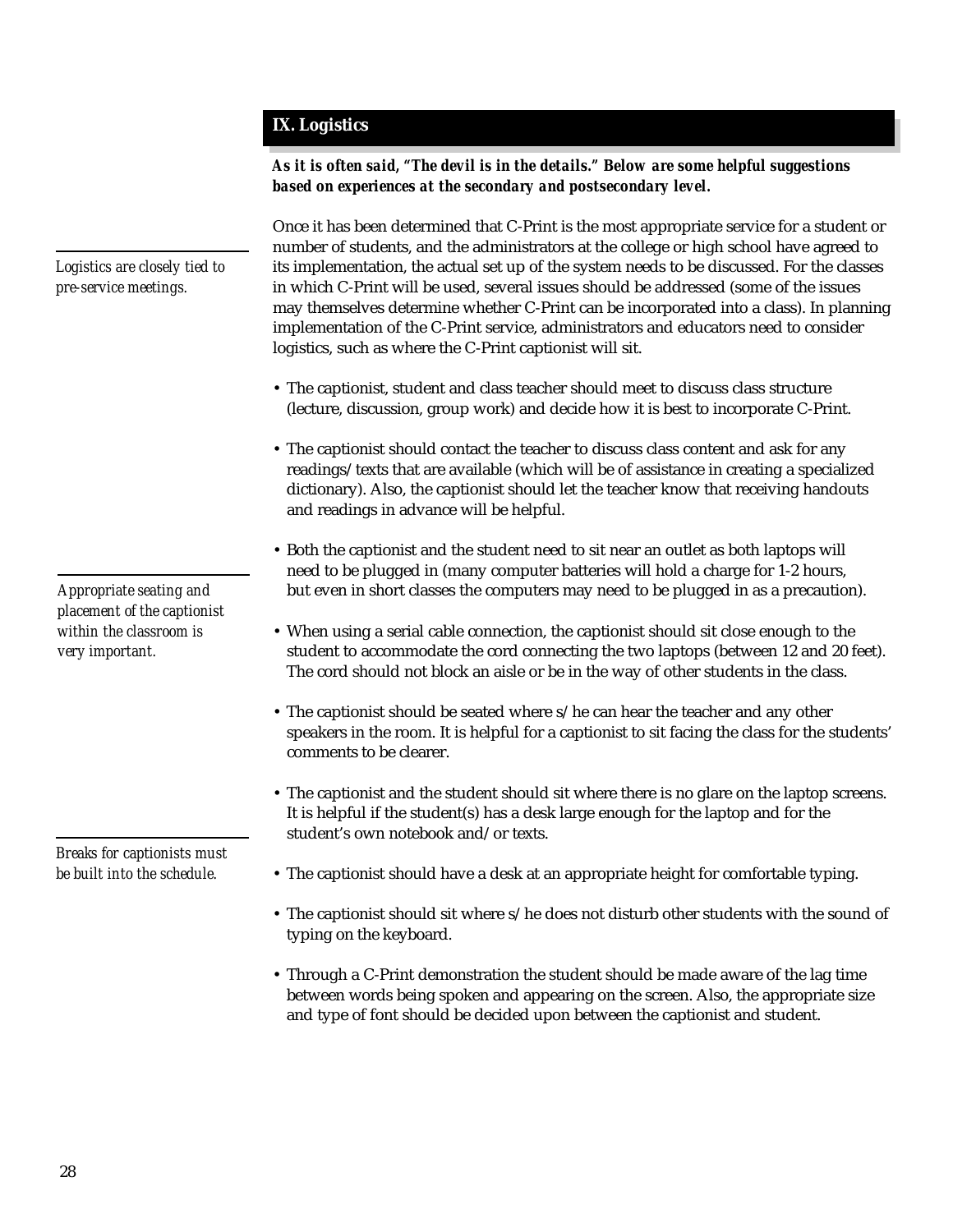## IX. Logistics

***As it is often said, "The devil is in the details." Below are some helpful suggestions based on experiences at the secondary and postsecondary level.***

*Logistics are closely tied to pre-service meetings.*

Once it has been determined that C-Print is the most appropriate service for a student or number of students, and the administrators at the college or high school have agreed to its implementation, the actual set up of the system needs to be discussed. For the classes in which C-Print will be used, several issues should be addressed (some of the issues may themselves determine whether C-Print can be incorporated into a class). In planning implementation of the C-Print service, administrators and educators need to consider logistics, such as where the C-Print captionist will sit.

- The captionist, student and class teacher should meet to discuss class structure (lecture, discussion, group work) and decide how it is best to incorporate C-Print.
- The captionist should contact the teacher to discuss class content and ask for any readings/texts that are available (which will be of assistance in creating a specialized dictionary). Also, the captionist should let the teacher know that receiving handouts and readings in advance will be helpful.
- Both the captionist and the student need to sit near an outlet as both laptops will need to be plugged in (many computer batteries will hold a charge for 1-2 hours, but even in short classes the computers may need to be plugged in as a precaution).

*Appropriate seating and placement of the captionist within the classroom is very important.*

- When using a serial cable connection, the captionist should sit close enough to the student to accommodate the cord connecting the two laptops (between 12 and 20 feet). The cord should not block an aisle or be in the way of other students in the class.
- The captionist should be seated where s/he can hear the teacher and any other speakers in the room. It is helpful for a captionist to sit facing the class for the students' comments to be clearer.
- The captionist and the student should sit where there is no glare on the laptop screens. It is helpful if the student(s) has a desk large enough for the laptop and for the student's own notebook and/or texts.

*Breaks for captionists must be built into the schedule.*

- The captionist should have a desk at an appropriate height for comfortable typing.
- The captionist should sit where s/he does not disturb other students with the sound of typing on the keyboard.
- Through a C-Print demonstration the student should be made aware of the lag time between words being spoken and appearing on the screen. Also, the appropriate size and type of font should be decided upon between the captionist and student.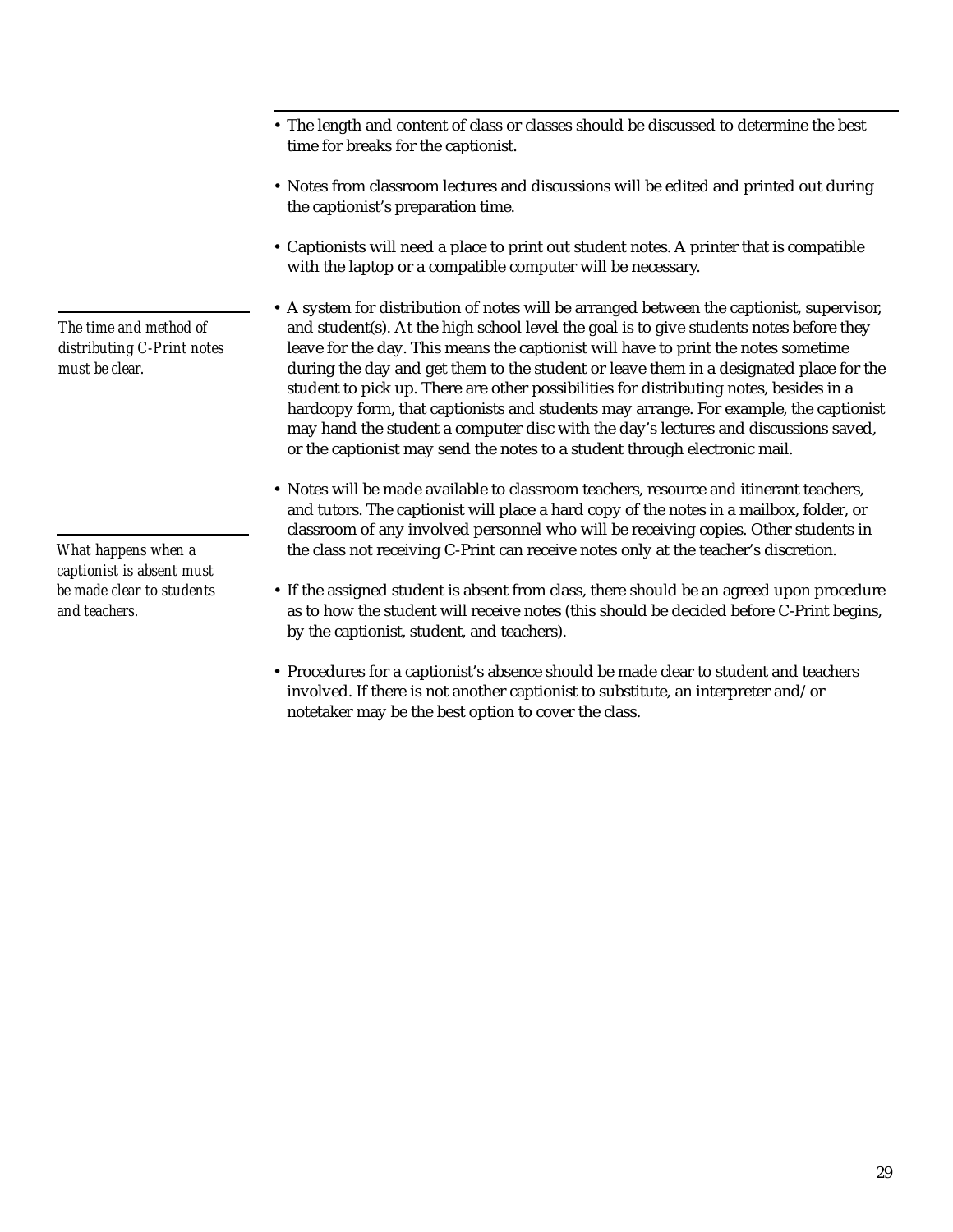- The length and content of class or classes should be discussed to determine the best time for breaks for the captionist.

- Notes from classroom lectures and discussions will be edited and printed out during the captionist's preparation time.

- Captionists will need a place to print out student notes. A printer that is compatible with the laptop or a compatible computer will be necessary.

*The time and method of distributing C-Print notes must be clear.*

- A system for distribution of notes will be arranged between the captionist, supervisor, and student(s). At the high school level the goal is to give students notes before they leave for the day. This means the captionist will have to print the notes sometime during the day and get them to the student or leave them in a designated place for the student to pick up. There are other possibilities for distributing notes, besides in a hardcopy form, that captionists and students may arrange. For example, the captionist may hand the student a computer disc with the day's lectures and discussions saved, or the captionist may send the notes to a student through electronic mail.

- Notes will be made available to classroom teachers, resource and itinerant teachers, and tutors. The captionist will place a hard copy of the notes in a mailbox, folder, or classroom of any involved personnel who will be receiving copies. Other students in the class not receiving C-Print can receive notes only at the teacher's discretion.

*What happens when a captionist is absent must be made clear to students and teachers.*

- If the assigned student is absent from class, there should be an agreed upon procedure as to how the student will receive notes (this should be decided before C-Print begins, by the captionist, student, and teachers).

- Procedures for a captionist's absence should be made clear to student and teachers involved. If there is not another captionist to substitute, an interpreter and/or notetaker may be the best option to cover the class.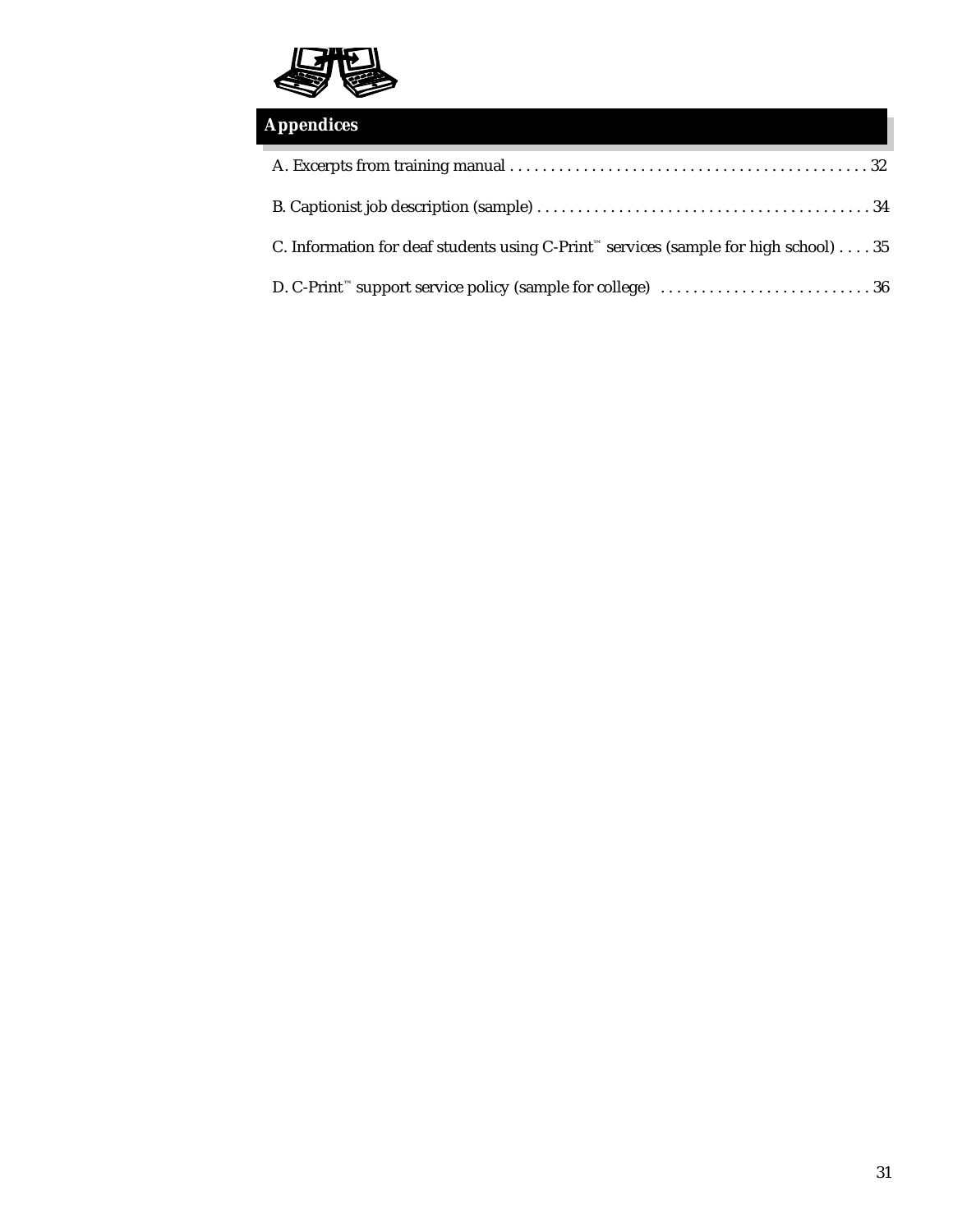## Appendices

A. Excerpts from training manual . . . . . . . . . . . . . . . . . . . . . . . . . . . . . . . . . . . . . . . . . . . . 32

B. Captionist job description (sample) . . . . . . . . . . . . . . . . . . . . . . . . . . . . . . . . . . . . . . . . . 34

C. Information for deaf students using C-Print™ services (sample for high school) . . . . 35

D. C-Print™ support service policy (sample for college) . . . . . . . . . . . . . . . . . . . . . . . . . . 36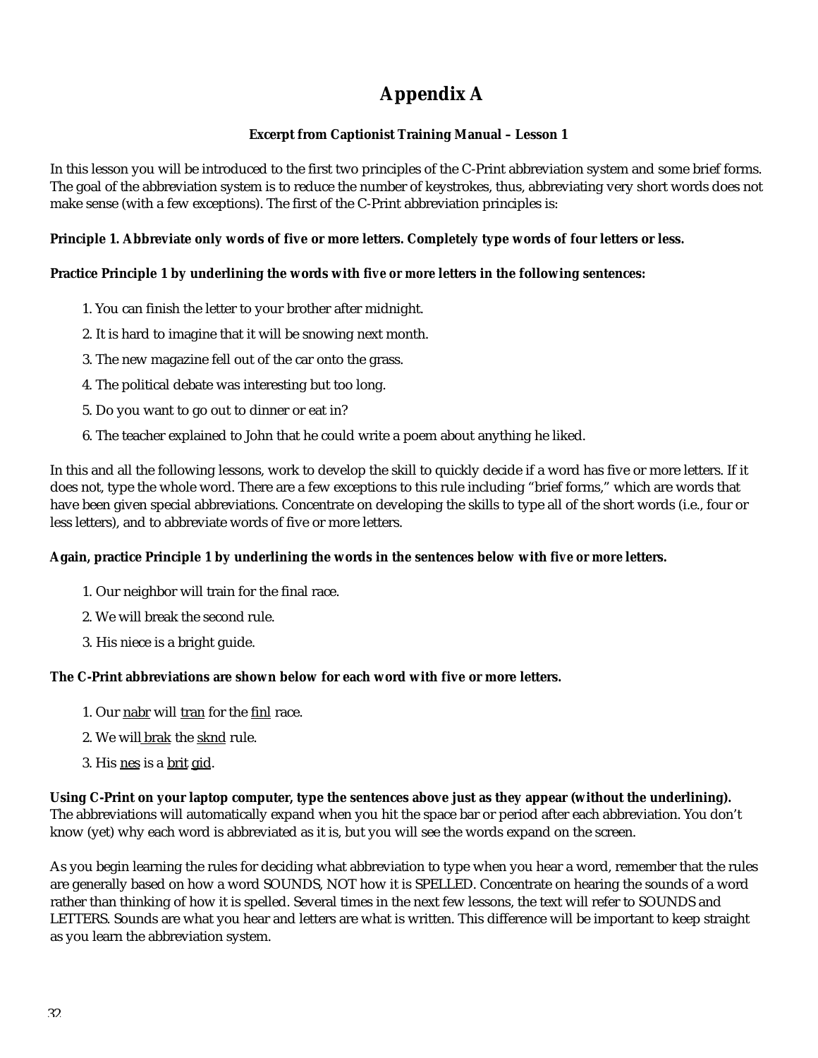# Appendix A

**Excerpt from Captionist Training Manual – Lesson 1**

In this lesson you will be introduced to the first two principles of the C-Print abbreviation system and some brief forms. The goal of the abbreviation system is to reduce the number of keystrokes, thus, abbreviating very short words does not make sense (with a few exceptions). The first of the C-Print abbreviation principles is:

**Principle 1. Abbreviate only words of five or more letters. Completely type words of four letters or less.**

**Practice Principle 1 by underlining the words with five or more letters in the following sentences:**

1. You can finish the letter to your brother after midnight.
2. It is hard to imagine that it will be snowing next month.
3. The new magazine fell out of the car onto the grass.
4. The political debate was interesting but too long.
5. Do you want to go out to dinner or eat in?
6. The teacher explained to John that he could write a poem about anything he liked.

In this and all the following lessons, work to develop the skill to quickly decide if a word has five or more letters. If it does not, type the whole word. There are a few exceptions to this rule including "brief forms," which are words that have been given special abbreviations. Concentrate on developing the skills to type all of the short words (i.e., four or less letters), and to abbreviate words of five or more letters.

**Again, practice Principle 1 by underlining the words in the sentences below with five or more letters.**

1. Our neighbor will train for the final race.
2. We will break the second rule.
3. His niece is a bright guide.

**The C-Print abbreviations are shown below for each word with five or more letters.**

1. Our <u>nabr</u> will <u>tran</u> for the <u>finl</u> race.
2. We will <u>brak</u> the <u>sknd</u> rule.
3. His <u>nes</u> is a <u>brit</u> <u>gid</u>.

**Using C-Print on your laptop computer, type the sentences above just as they appear (without the underlining).** The abbreviations will automatically expand when you hit the space bar or period after each abbreviation. You don't know (yet) why each word is abbreviated as it is, but you will see the words expand on the screen.

As you begin learning the rules for deciding what abbreviation to type when you hear a word, remember that the rules are generally based on how a word SOUNDS, NOT how it is SPELLED. Concentrate on hearing the sounds of a word rather than thinking of how it is spelled. Several times in the next few lessons, the text will refer to SOUNDS and LETTERS. Sounds are what you hear and letters are what is written. This difference will be important to keep straight as you learn the abbreviation system.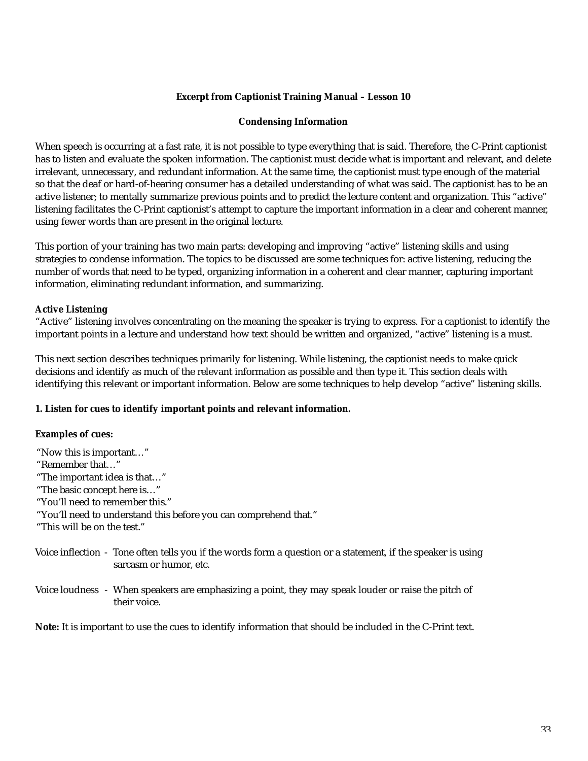**Excerpt from Captionist Training Manual – Lesson 10**

**Condensing Information**

When speech is occurring at a fast rate, it is not possible to type everything that is said. Therefore, the C-Print captionist has to listen and evaluate the spoken information. The captionist must decide what is important and relevant, and delete irrelevant, unnecessary, and redundant information. At the same time, the captionist must type enough of the material so that the deaf or hard-of-hearing consumer has a detailed understanding of what was said. The captionist has to be an active listener; to mentally summarize previous points and to predict the lecture content and organization. This "active" listening facilitates the C-Print captionist's attempt to capture the important information in a clear and coherent manner, using fewer words than are present in the original lecture.

This portion of your training has two main parts: developing and improving "active" listening skills and using strategies to condense information. The topics to be discussed are some techniques for: active listening, reducing the number of words that need to be typed, organizing information in a coherent and clear manner, capturing important information, eliminating redundant information, and summarizing.

**Active Listening**

"Active" listening involves concentrating on the meaning the speaker is trying to express. For a captionist to identify the important points in a lecture and understand how text should be written and organized, "active" listening is a must.

This next section describes techniques primarily for listening. While listening, the captionist needs to make quick decisions and identify as much of the relevant information as possible and then type it. This section deals with identifying this relevant or important information. Below are some techniques to help develop "active" listening skills.

**1. Listen for cues to identify important points and relevant information.**

**Examples of cues:**

"Now this is important…"
"Remember that…"
"The important idea is that…"
"The basic concept here is…"
"You'll need to remember this."
"You'll need to understand this before you can comprehend that."
"This will be on the test."

Voice inflection - Tone often tells you if the words form a question or a statement, if the speaker is using sarcasm or humor, etc.

Voice loudness - When speakers are emphasizing a point, they may speak louder or raise the pitch of their voice.

**Note:** It is important to use the cues to identify information that should be included in the C-Print text.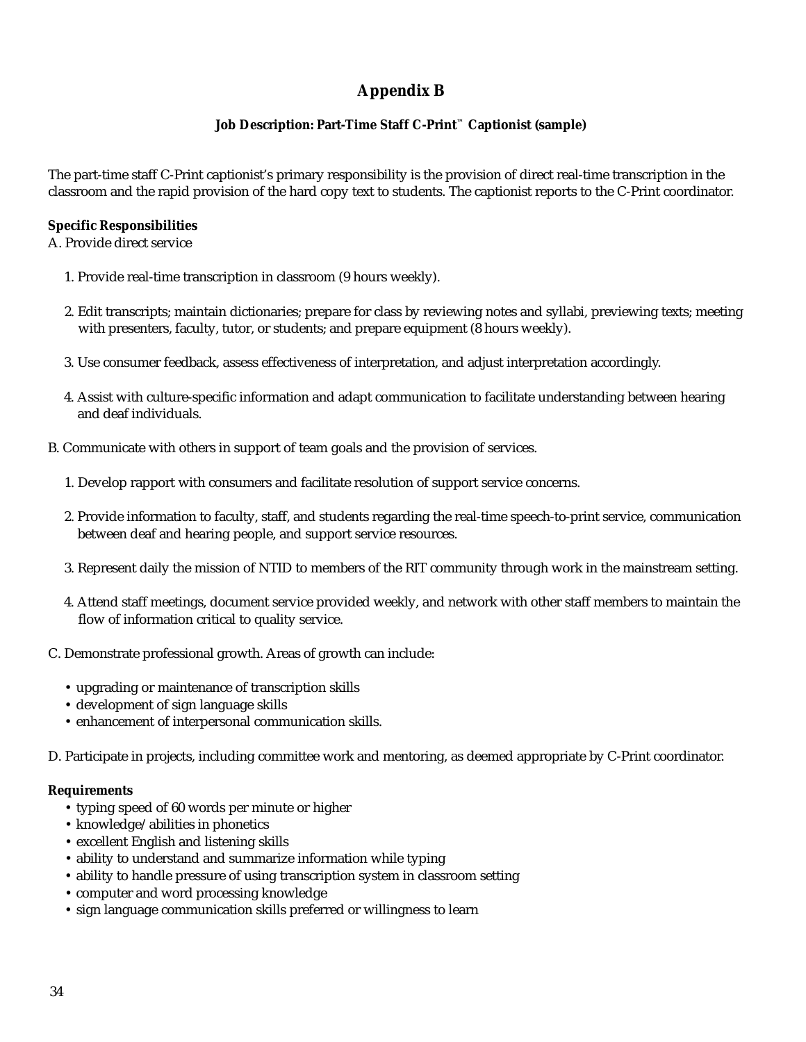# Appendix B

### Job Description: Part-Time Staff C-Print™ Captionist (sample)

The part-time staff C-Print captionist's primary responsibility is the provision of direct real-time transcription in the classroom and the rapid provision of the hard copy text to students. The captionist reports to the C-Print coordinator.

**Specific Responsibilities**

A. Provide direct service

1. Provide real-time transcription in classroom (9 hours weekly).
2. Edit transcripts; maintain dictionaries; prepare for class by reviewing notes and syllabi, previewing texts; meeting with presenters, faculty, tutor, or students; and prepare equipment (8 hours weekly).
3. Use consumer feedback, assess effectiveness of interpretation, and adjust interpretation accordingly.
4. Assist with culture-specific information and adapt communication to facilitate understanding between hearing and deaf individuals.

B. Communicate with others in support of team goals and the provision of services.

1. Develop rapport with consumers and facilitate resolution of support service concerns.
2. Provide information to faculty, staff, and students regarding the real-time speech-to-print service, communication between deaf and hearing people, and support service resources.
3. Represent daily the mission of NTID to members of the RIT community through work in the mainstream setting.
4. Attend staff meetings, document service provided weekly, and network with other staff members to maintain the flow of information critical to quality service.

C. Demonstrate professional growth. Areas of growth can include:

- upgrading or maintenance of transcription skills
- development of sign language skills
- enhancement of interpersonal communication skills.

D. Participate in projects, including committee work and mentoring, as deemed appropriate by C-Print coordinator.

**Requirements**

- typing speed of 60 words per minute or higher
- knowledge/abilities in phonetics
- excellent English and listening skills
- ability to understand and summarize information while typing
- ability to handle pressure of using transcription system in classroom setting
- computer and word processing knowledge
- sign language communication skills preferred or willingness to learn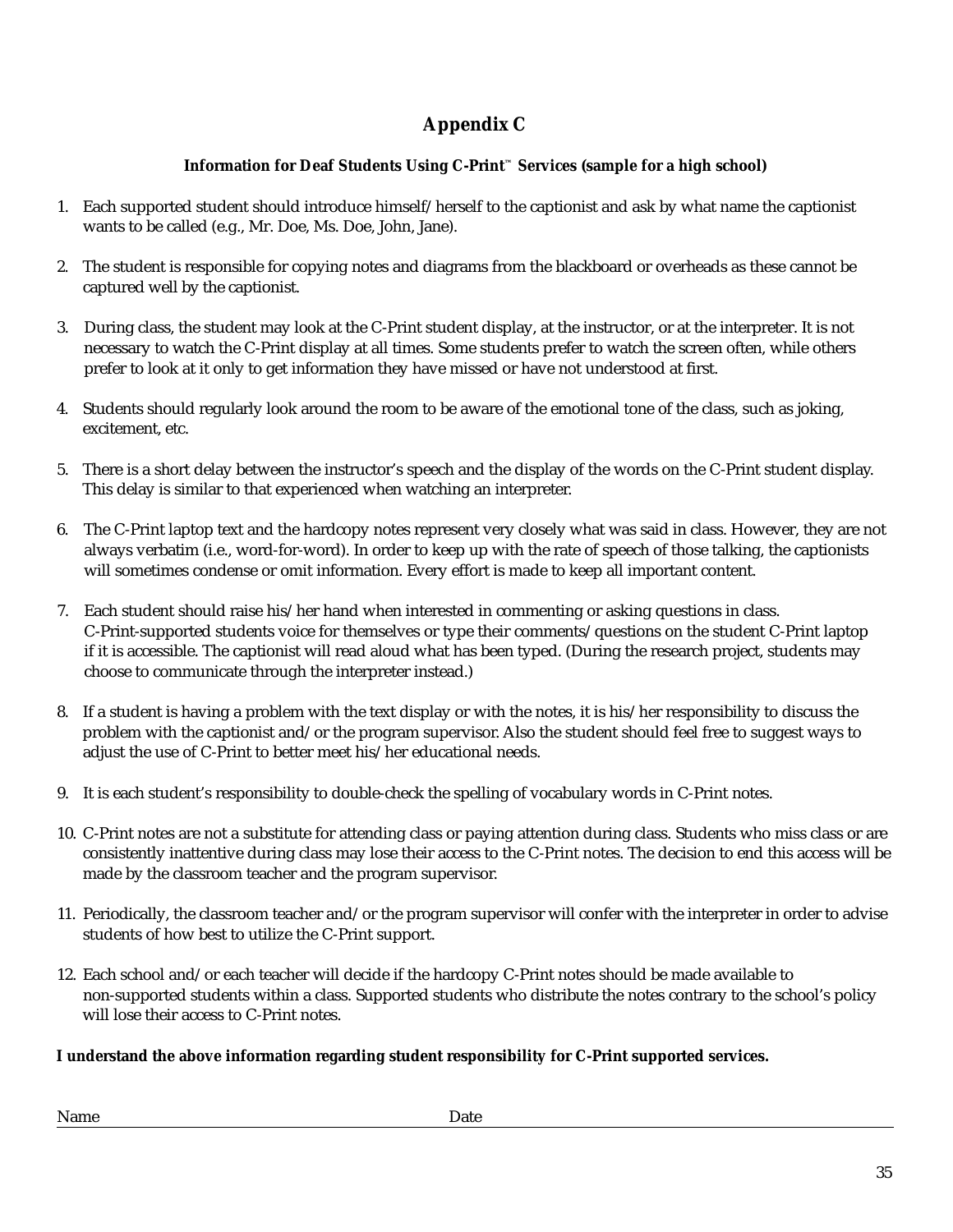# Appendix C

### Information for Deaf Students Using C-Print™ Services (sample for a high school)

1. Each supported student should introduce himself/herself to the captionist and ask by what name the captionist wants to be called (e.g., Mr. Doe, Ms. Doe, John, Jane).

2. The student is responsible for copying notes and diagrams from the blackboard or overheads as these cannot be captured well by the captionist.

3. During class, the student may look at the C-Print student display, at the instructor, or at the interpreter. It is not necessary to watch the C-Print display at all times. Some students prefer to watch the screen often, while others prefer to look at it only to get information they have missed or have not understood at first.

4. Students should regularly look around the room to be aware of the emotional tone of the class, such as joking, excitement, etc.

5. There is a short delay between the instructor's speech and the display of the words on the C-Print student display. This delay is similar to that experienced when watching an interpreter.

6. The C-Print laptop text and the hardcopy notes represent very closely what was said in class. However, they are not always verbatim (i.e., word-for-word). In order to keep up with the rate of speech of those talking, the captionists will sometimes condense or omit information. Every effort is made to keep all important content.

7. Each student should raise his/her hand when interested in commenting or asking questions in class. C-Print-supported students voice for themselves or type their comments/questions on the student C-Print laptop if it is accessible. The captionist will read aloud what has been typed. (During the research project, students may choose to communicate through the interpreter instead.)

8. If a student is having a problem with the text display or with the notes, it is his/her responsibility to discuss the problem with the captionist and/or the program supervisor. Also the student should feel free to suggest ways to adjust the use of C-Print to better meet his/her educational needs.

9. It is each student's responsibility to double-check the spelling of vocabulary words in C-Print notes.

10. C-Print notes are not a substitute for attending class or paying attention during class. Students who miss class or are consistently inattentive during class may lose their access to the C-Print notes. The decision to end this access will be made by the classroom teacher and the program supervisor.

11. Periodically, the classroom teacher and/or the program supervisor will confer with the interpreter in order to advise students of how best to utilize the C-Print support.

12. Each school and/or each teacher will decide if the hardcopy C-Print notes should be made available to non-supported students within a class. Supported students who distribute the notes contrary to the school's policy will lose their access to C-Print notes.

**I understand the above information regarding student responsibility for C-Print supported services.**

Name ______________________________ Date ______________________________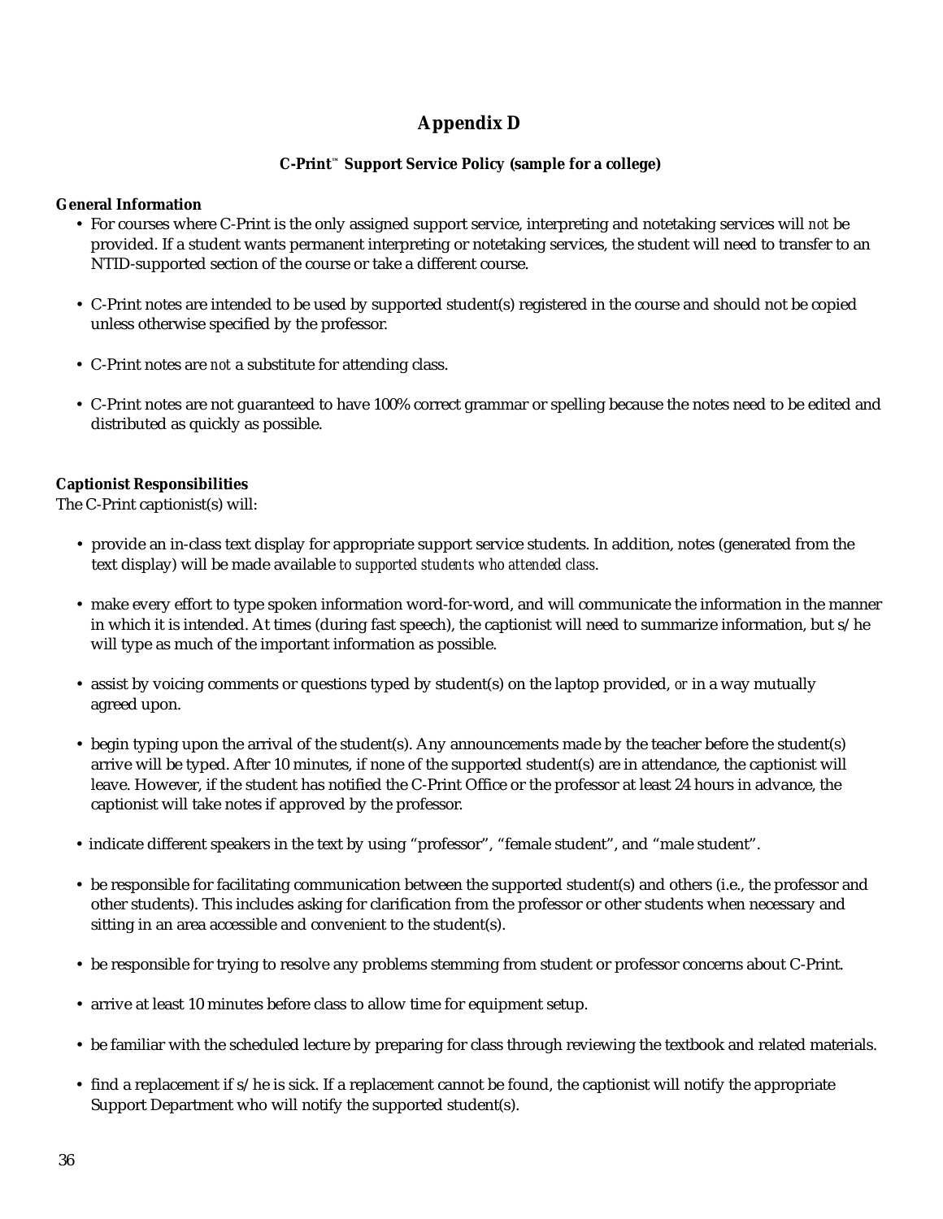# Appendix D

### C-Print™ Support Service Policy (sample for a college)

**General Information**

- For courses where C-Print is the only assigned support service, interpreting and notetaking services will *not* be provided. If a student wants permanent interpreting or notetaking services, the student will need to transfer to an NTID-supported section of the course or take a different course.

- C-Print notes are intended to be used by supported student(s) registered in the course and should not be copied unless otherwise specified by the professor.

- C-Print notes are *not* a substitute for attending class.

- C-Print notes are not guaranteed to have 100% correct grammar or spelling because the notes need to be edited and distributed as quickly as possible.

**Captionist Responsibilities**

The C-Print captionist(s) will:

- provide an in-class text display for appropriate support service students. In addition, notes (generated from the text display) will be made available *to supported students who attended class*.

- make every effort to type spoken information word-for-word, and will communicate the information in the manner in which it is intended. At times (during fast speech), the captionist will need to summarize information, but s/he will type as much of the important information as possible.

- assist by voicing comments or questions typed by student(s) on the laptop provided, *or* in a way mutually agreed upon.

- begin typing upon the arrival of the student(s). Any announcements made by the teacher before the student(s) arrive will be typed. After 10 minutes, if none of the supported student(s) are in attendance, the captionist will leave. However, if the student has notified the C-Print Office or the professor at least 24 hours in advance, the captionist will take notes if approved by the professor.

- indicate different speakers in the text by using "professor", "female student", and "male student".

- be responsible for facilitating communication between the supported student(s) and others (i.e., the professor and other students). This includes asking for clarification from the professor or other students when necessary and sitting in an area accessible and convenient to the student(s).

- be responsible for trying to resolve any problems stemming from student or professor concerns about C-Print.

- arrive at least 10 minutes before class to allow time for equipment setup.

- be familiar with the scheduled lecture by preparing for class through reviewing the textbook and related materials.

- find a replacement if s/he is sick. If a replacement cannot be found, the captionist will notify the appropriate Support Department who will notify the supported student(s).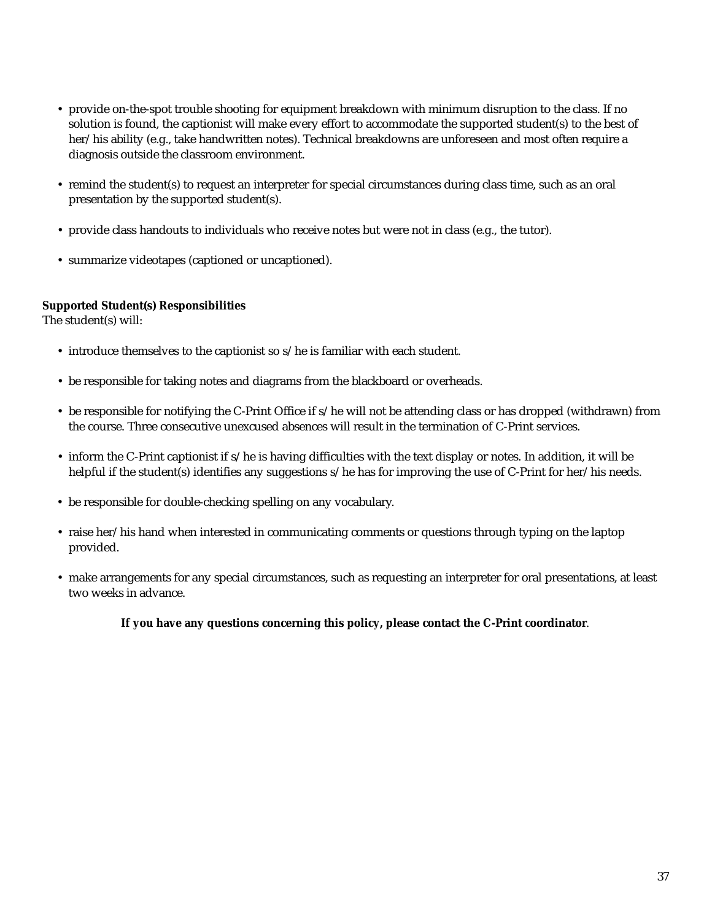- provide on-the-spot trouble shooting for equipment breakdown with minimum disruption to the class. If no solution is found, the captionist will make every effort to accommodate the supported student(s) to the best of her/his ability (e.g., take handwritten notes). Technical breakdowns are unforeseen and most often require a diagnosis outside the classroom environment.

- remind the student(s) to request an interpreter for special circumstances during class time, such as an oral presentation by the supported student(s).

- provide class handouts to individuals who receive notes but were not in class (e.g., the tutor).

- summarize videotapes (captioned or uncaptioned).

**Supported Student(s) Responsibilities**
The student(s) will:

- introduce themselves to the captionist so s/he is familiar with each student.

- be responsible for taking notes and diagrams from the blackboard or overheads.

- be responsible for notifying the C-Print Office if s/he will not be attending class or has dropped (withdrawn) from the course. Three consecutive unexcused absences will result in the termination of C-Print services.

- inform the C-Print captionist if s/he is having difficulties with the text display or notes. In addition, it will be helpful if the student(s) identifies any suggestions s/he has for improving the use of C-Print for her/his needs.

- be responsible for double-checking spelling on any vocabulary.

- raise her/his hand when interested in communicating comments or questions through typing on the laptop provided.

- make arrangements for any special circumstances, such as requesting an interpreter for oral presentations, at least two weeks in advance.

**If you have any questions concerning this policy, please contact the C-Print coordinator**.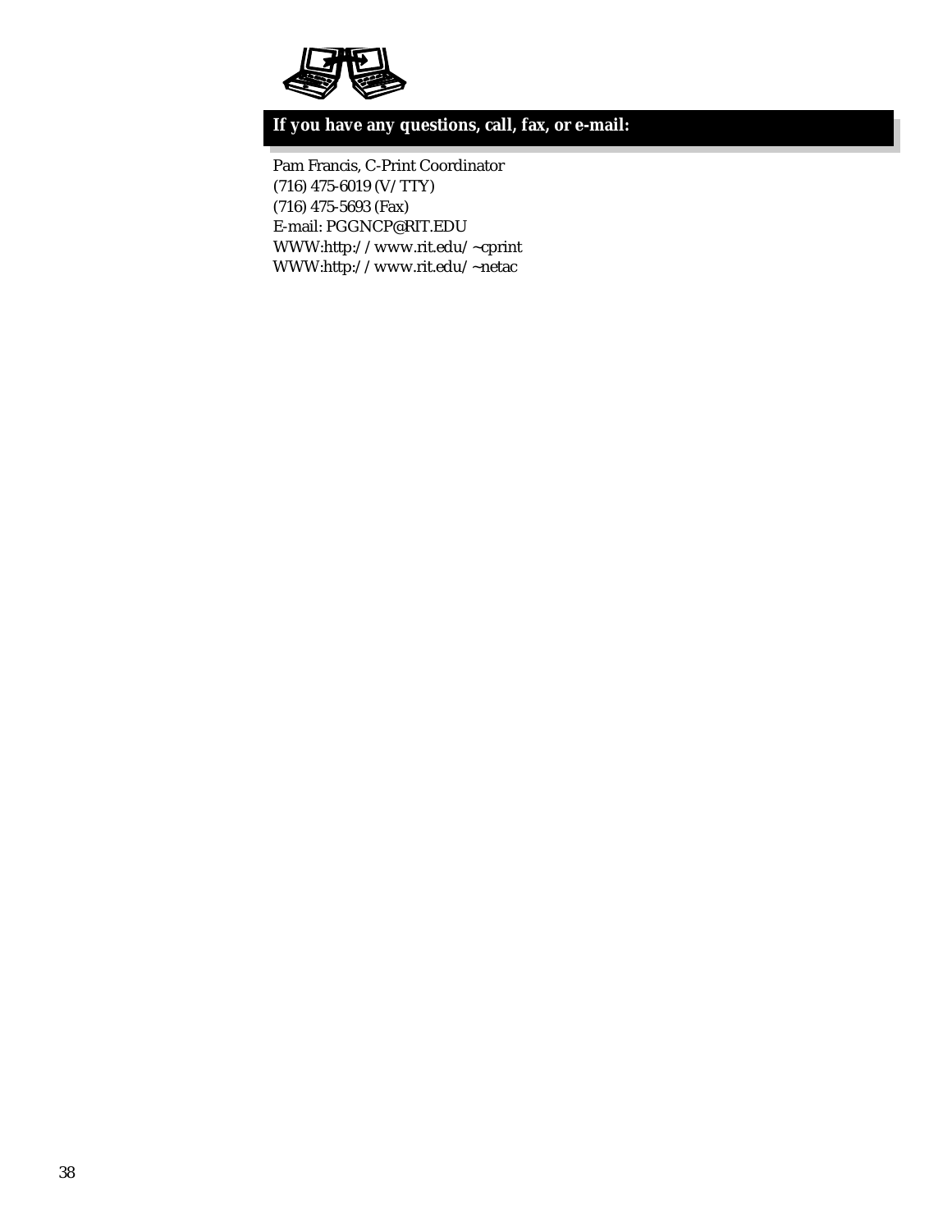## If you have any questions, call, fax, or e-mail:

Pam Francis, C-Print Coordinator
(716) 475-6019 (V/TTY)
(716) 475-5693 (Fax)
E-mail: PGGNCP@RIT.EDU
WWW:http://www.rit.edu/~cprint
WWW:http://www.rit.edu/~netac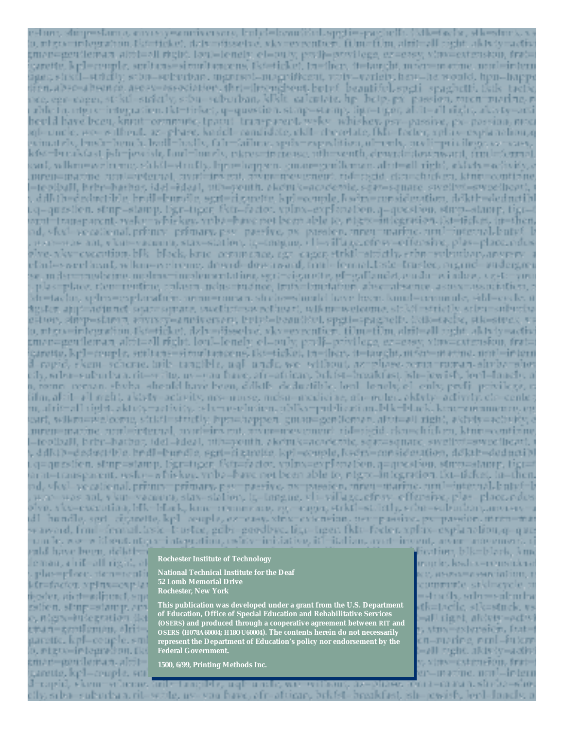**Rochester Institute of Technology**

**National Technical Institute for the Deaf**
**52 Lomb Memorial Drive**
**Rochester, New York**

**This publication was developed under a grant from the U.S. Department of Education, Office of Special Education and Rehabilitative Services (OSERS) and produced through a cooperative agreement between RIT and OSERS (H078A60004; H18OU60004). The contents herein do not necessarily represent the Department of Education's policy nor endorsement by the Federal Government.**

**1500, 6/99, Printing Methods Inc.**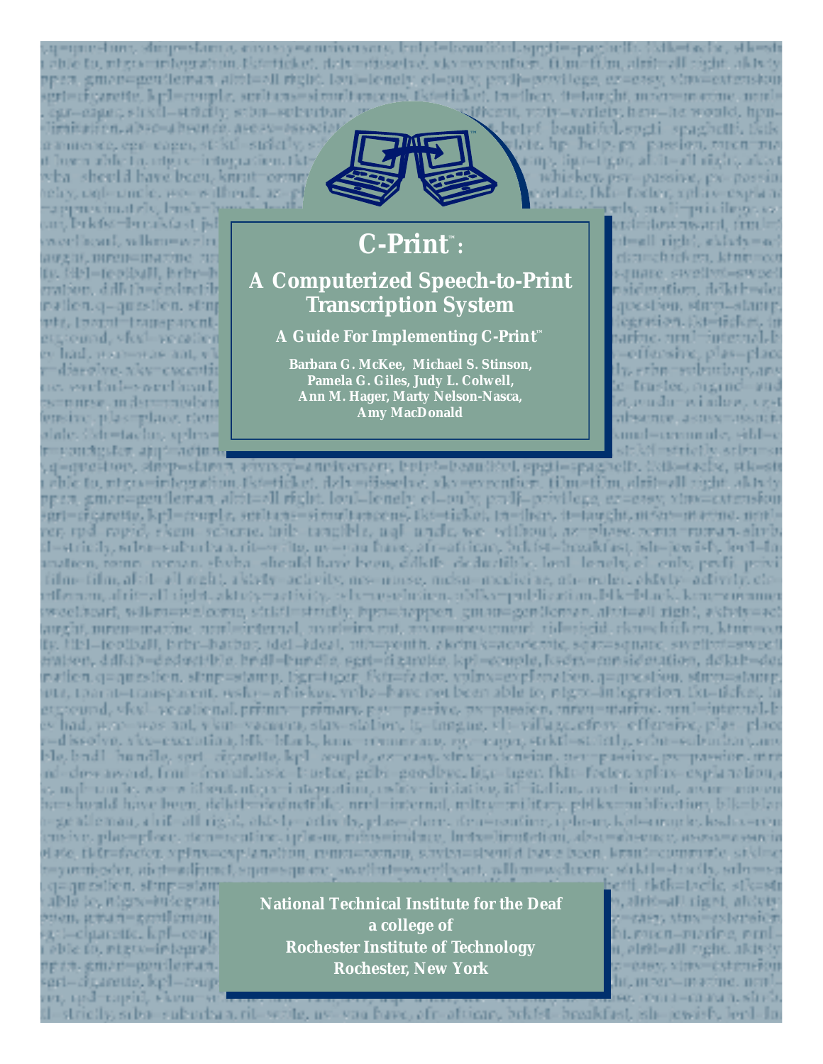# C-Print™:

## A Computerized Speech-to-Print Transcription System

### A Guide For Implementing C-Print™

**Barbara G. McKee, Michael S. Stinson, Pamela G. Giles, Judy L. Colwell, Ann M. Hager, Marty Nelson-Nasca, Amy MacDonald**

**National Technical Institute for the Deaf**
**a college of**
**Rochester Institute of Technology**
**Rochester, New York**